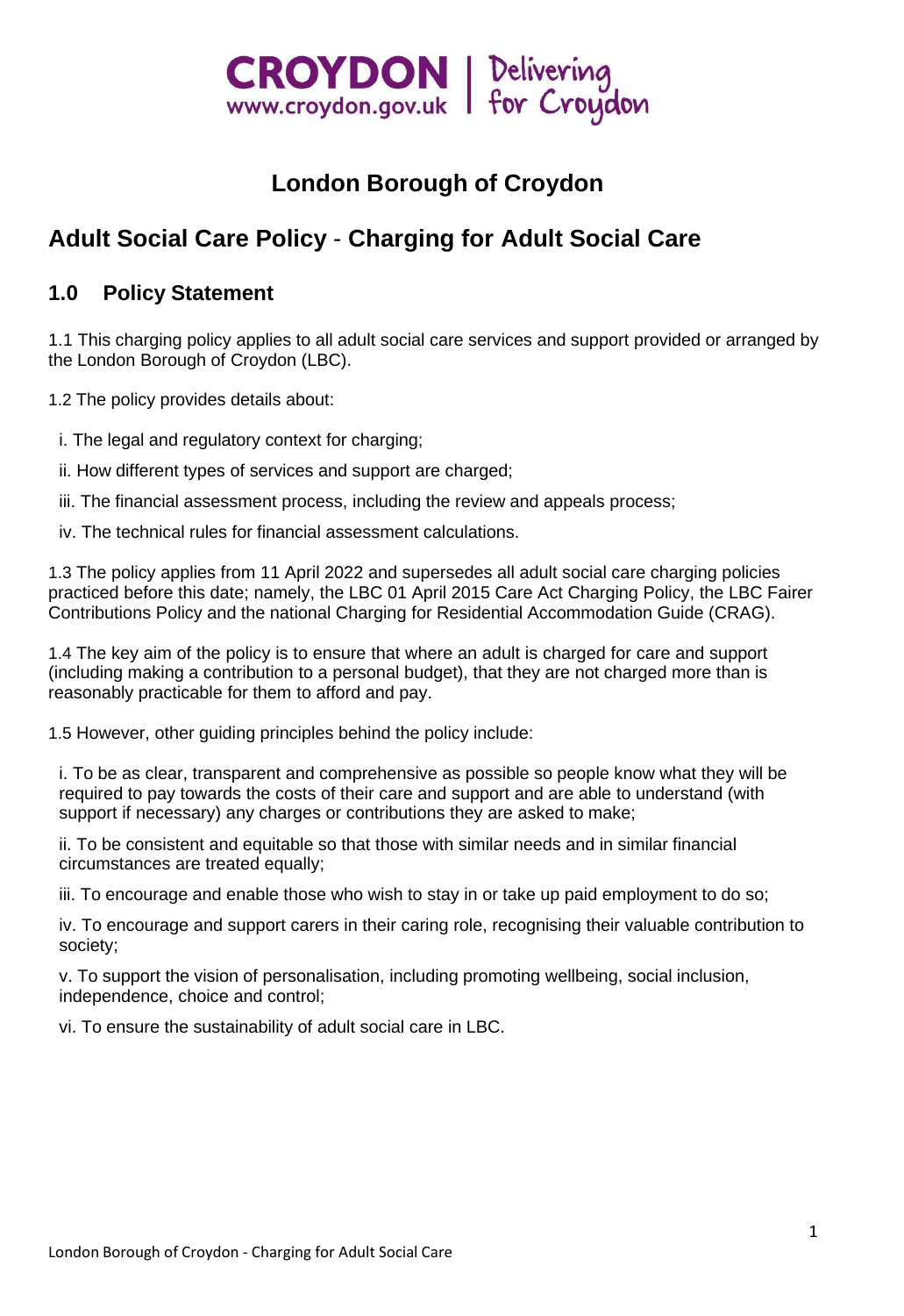# London Borough of Croydon

## Adult Social Care Policy - Charging for Adult Social Care

### 1.0 Policy Statement

1.1 This charging policy applies to all adult social care services and support provided or arranged by the London Borough of Croydon (LBC).

1.2 The policy provides details about:

i. The legal and regulatory context for charging;

ii. How different types of services and support are charged;

iii. The financial assessment process, including the review and appeals process;

iv. The technical rules for financial assessment calculations.

1.3 The policy applies from 11 April 2022 and supersedes all adult social care charging policies practiced before this date; namely, the LBC 01 April 2015 Care Act Charging Policy, the LBC Fairer Contributions Policy and the national Charging for Residential Accommodation Guide (CRAG).

1.4 The key aim of the policy is to ensure that where an adult is charged for care and support (including making a contribution to a personal budget), that they are not charged more than is reasonably practicable for them to afford and pay.

1.5 However, other guiding principles behind the policy include:

i. To be as clear, transparent and comprehensive as possible so people know what they will be required to pay towards the costs of their care and support and are able to understand (with support if necessary) any charges or contributions they are asked to make;

ii. To be consistent and equitable so that those with similar needs and in similar financial circumstances are treated equally;

iii. To encourage and enable those who wish to stay in or take up paid employment to do so;

iv. To encourage and support carers in their caring role, recognising their valuable contribution to society;

v. To support the vision of personalisation, including promoting wellbeing, social inclusion, independence, choice and control;

vi. To ensure the sustainability of adult social care in LBC.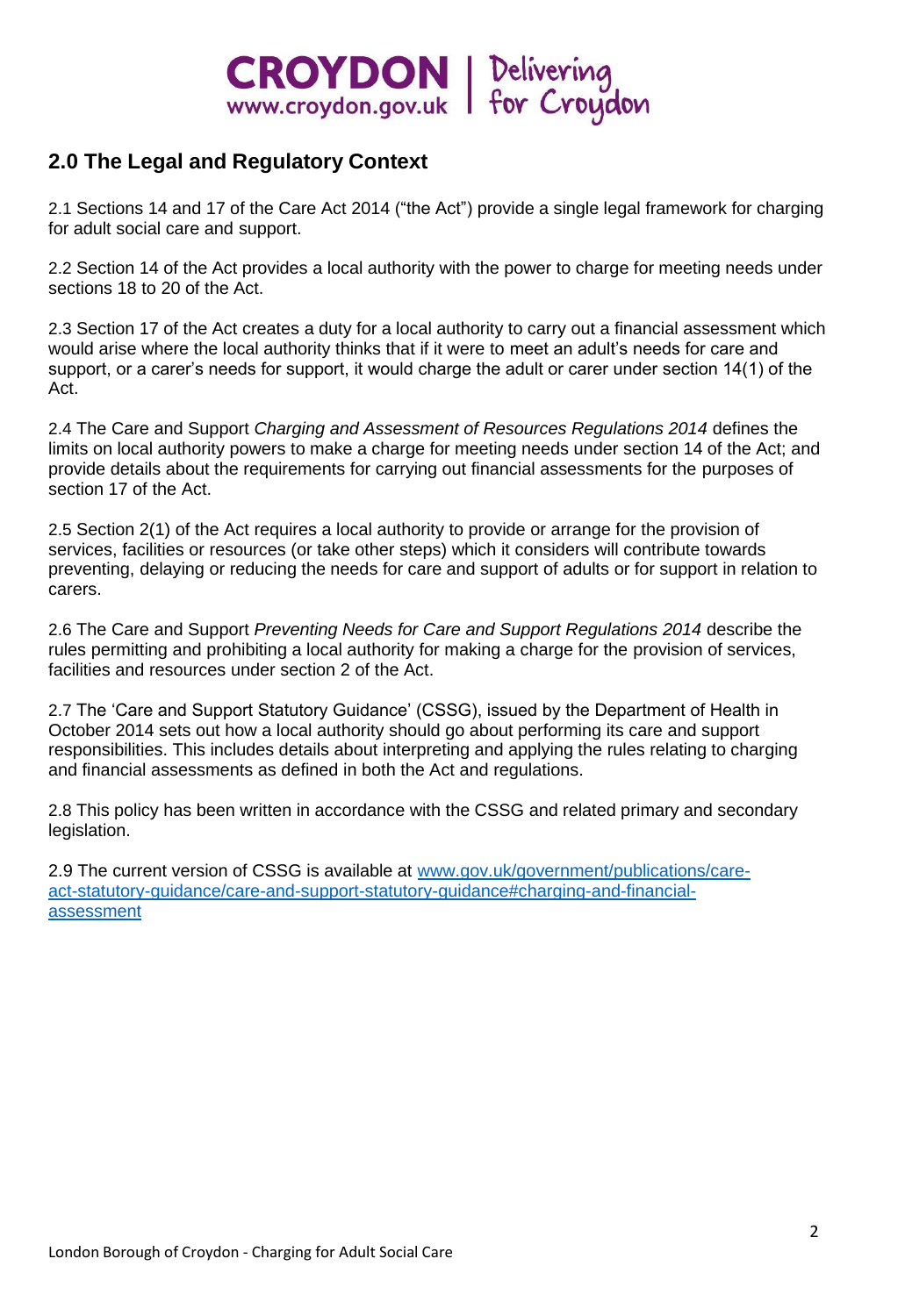## 2.0 The Legal and Regulatory Context

2.1 Sections 14 and 17 of the Care Act 2014 ("the Act") provide a single legal framework for charging for adult social care and support.

2.2 Section 14 of the Act provides a local authority with the power to charge for meeting needs under sections 18 to 20 of the Act.

2.3 Section 17 of the Act creates a duty for a local authority to carry out a financial assessment which would arise where the local authority thinks that if it were to meet an adult's needs for care and support, or a carer's needs for support, it would charge the adult or carer under section 14(1) of the Act.

2.4 The Care and Support *Charging and Assessment of Resources Regulations 2014* defines the limits on local authority powers to make a charge for meeting needs under section 14 of the Act; and provide details about the requirements for carrying out financial assessments for the purposes of section 17 of the Act.

2.5 Section 2(1) of the Act requires a local authority to provide or arrange for the provision of services, facilities or resources (or take other steps) which it considers will contribute towards preventing, delaying or reducing the needs for care and support of adults or for support in relation to carers.

2.6 The Care and Support *Preventing Needs for Care and Support Regulations 2014* describe the rules permitting and prohibiting a local authority for making a charge for the provision of services, facilities and resources under section 2 of the Act.

2.7 The 'Care and Support Statutory Guidance' (CSSG), issued by the Department of Health in October 2014 sets out how a local authority should go about performing its care and support responsibilities. This includes details about interpreting and applying the rules relating to charging and financial assessments as defined in both the Act and regulations.

2.8 This policy has been written in accordance with the CSSG and related primary and secondary legislation.

2.9 The current version of CSSG is available at [www.gov.uk/government/publications/care-act-statutory-guidance/care-and-support-statutory-guidance#charging-and-financial-assessment](www.gov.uk/government/publications/care-act-statutory-guidance/care-and-support-statutory-guidance#charging-and-financial-assessment)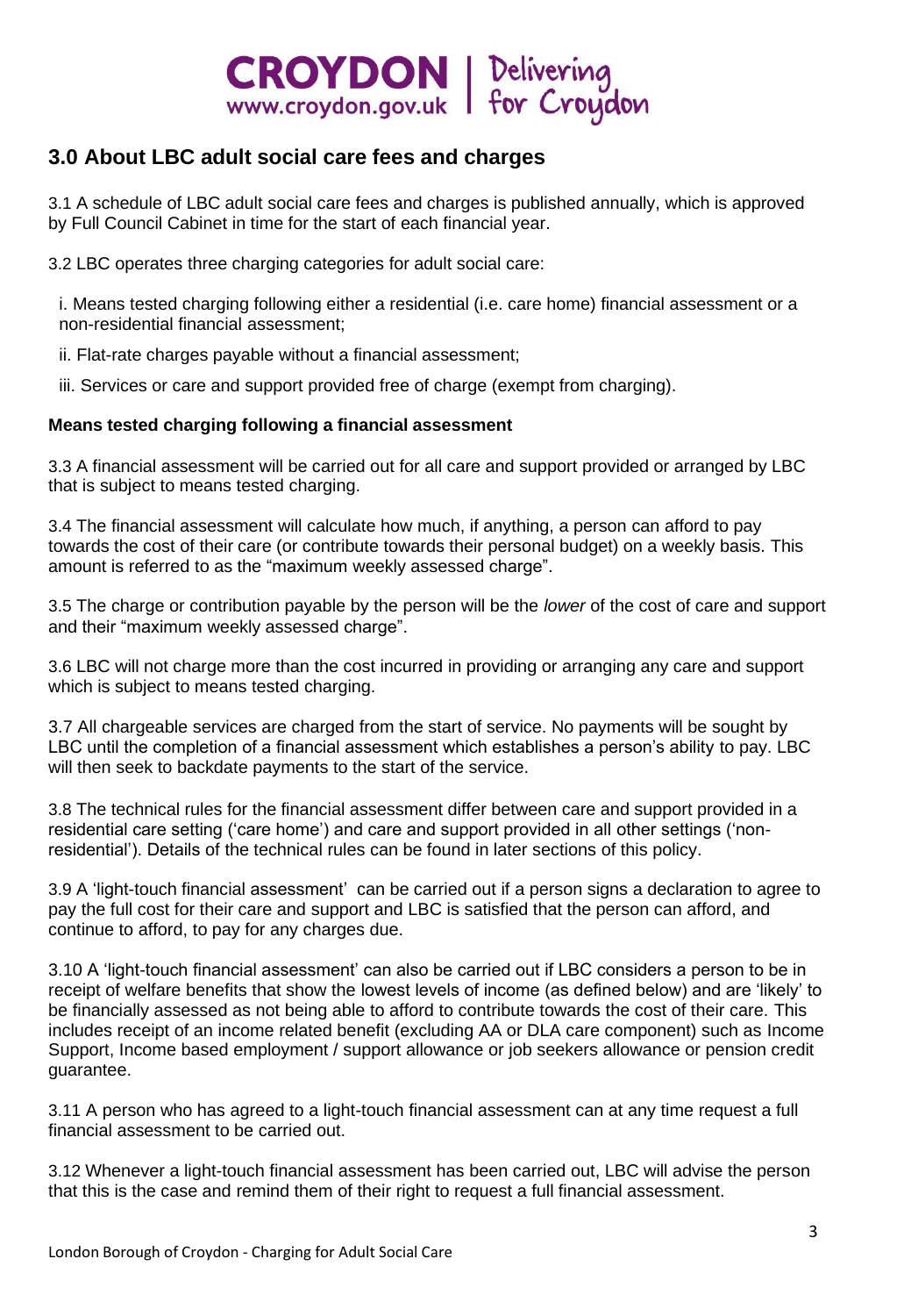## 3.0 About LBC adult social care fees and charges

3.1 A schedule of LBC adult social care fees and charges is published annually, which is approved by Full Council Cabinet in time for the start of each financial year.

3.2 LBC operates three charging categories for adult social care:

i. Means tested charging following either a residential (i.e. care home) financial assessment or a non-residential financial assessment;

ii. Flat-rate charges payable without a financial assessment;

iii. Services or care and support provided free of charge (exempt from charging).

**Means tested charging following a financial assessment**

3.3 A financial assessment will be carried out for all care and support provided or arranged by LBC that is subject to means tested charging.

3.4 The financial assessment will calculate how much, if anything, a person can afford to pay towards the cost of their care (or contribute towards their personal budget) on a weekly basis. This amount is referred to as the "maximum weekly assessed charge".

3.5 The charge or contribution payable by the person will be the *lower* of the cost of care and support and their "maximum weekly assessed charge".

3.6 LBC will not charge more than the cost incurred in providing or arranging any care and support which is subject to means tested charging.

3.7 All chargeable services are charged from the start of service. No payments will be sought by LBC until the completion of a financial assessment which establishes a person's ability to pay. LBC will then seek to backdate payments to the start of the service.

3.8 The technical rules for the financial assessment differ between care and support provided in a residential care setting ('care home') and care and support provided in all other settings ('non-residential'). Details of the technical rules can be found in later sections of this policy.

3.9 A 'light-touch financial assessment' can be carried out if a person signs a declaration to agree to pay the full cost for their care and support and LBC is satisfied that the person can afford, and continue to afford, to pay for any charges due.

3.10 A 'light-touch financial assessment' can also be carried out if LBC considers a person to be in receipt of welfare benefits that show the lowest levels of income (as defined below) and are 'likely' to be financially assessed as not being able to afford to contribute towards the cost of their care. This includes receipt of an income related benefit (excluding AA or DLA care component) such as Income Support, Income based employment / support allowance or job seekers allowance or pension credit guarantee.

3.11 A person who has agreed to a light-touch financial assessment can at any time request a full financial assessment to be carried out.

3.12 Whenever a light-touch financial assessment has been carried out, LBC will advise the person that this is the case and remind them of their right to request a full financial assessment.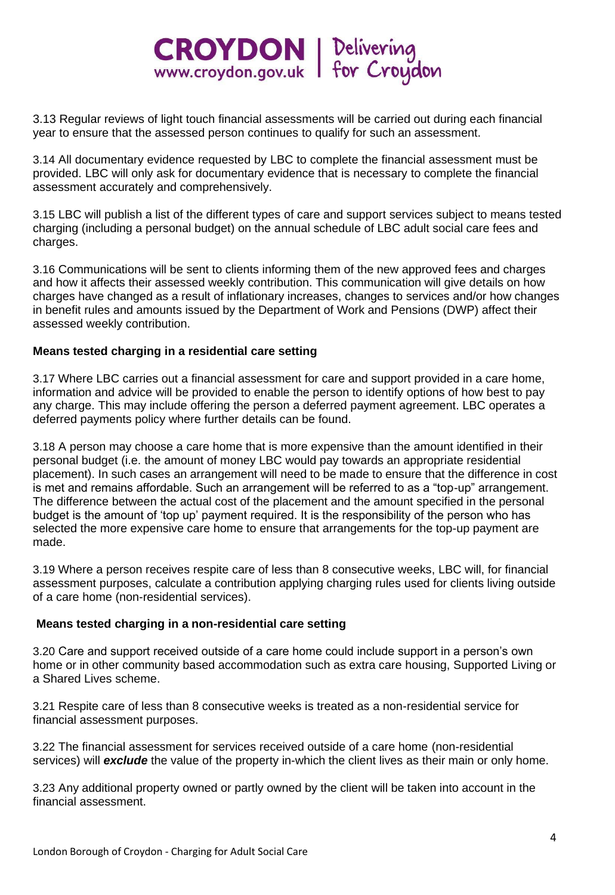3.13 Regular reviews of light touch financial assessments will be carried out during each financial year to ensure that the assessed person continues to qualify for such an assessment.

3.14 All documentary evidence requested by LBC to complete the financial assessment must be provided. LBC will only ask for documentary evidence that is necessary to complete the financial assessment accurately and comprehensively.

3.15 LBC will publish a list of the different types of care and support services subject to means tested charging (including a personal budget) on the annual schedule of LBC adult social care fees and charges.

3.16 Communications will be sent to clients informing them of the new approved fees and charges and how it affects their assessed weekly contribution. This communication will give details on how charges have changed as a result of inflationary increases, changes to services and/or how changes in benefit rules and amounts issued by the Department of Work and Pensions (DWP) affect their assessed weekly contribution.

**Means tested charging in a residential care setting**

3.17 Where LBC carries out a financial assessment for care and support provided in a care home, information and advice will be provided to enable the person to identify options of how best to pay any charge. This may include offering the person a deferred payment agreement. LBC operates a deferred payments policy where further details can be found.

3.18 A person may choose a care home that is more expensive than the amount identified in their personal budget (i.e. the amount of money LBC would pay towards an appropriate residential placement). In such cases an arrangement will need to be made to ensure that the difference in cost is met and remains affordable. Such an arrangement will be referred to as a "top-up" arrangement. The difference between the actual cost of the placement and the amount specified in the personal budget is the amount of 'top up' payment required. It is the responsibility of the person who has selected the more expensive care home to ensure that arrangements for the top-up payment are made.

3.19 Where a person receives respite care of less than 8 consecutive weeks, LBC will, for financial assessment purposes, calculate a contribution applying charging rules used for clients living outside of a care home (non-residential services).

**Means tested charging in a non-residential care setting**

3.20 Care and support received outside of a care home could include support in a person's own home or in other community based accommodation such as extra care housing, Supported Living or a Shared Lives scheme.

3.21 Respite care of less than 8 consecutive weeks is treated as a non-residential service for financial assessment purposes.

3.22 The financial assessment for services received outside of a care home (non-residential services) will ***exclude*** the value of the property in-which the client lives as their main or only home.

3.23 Any additional property owned or partly owned by the client will be taken into account in the financial assessment.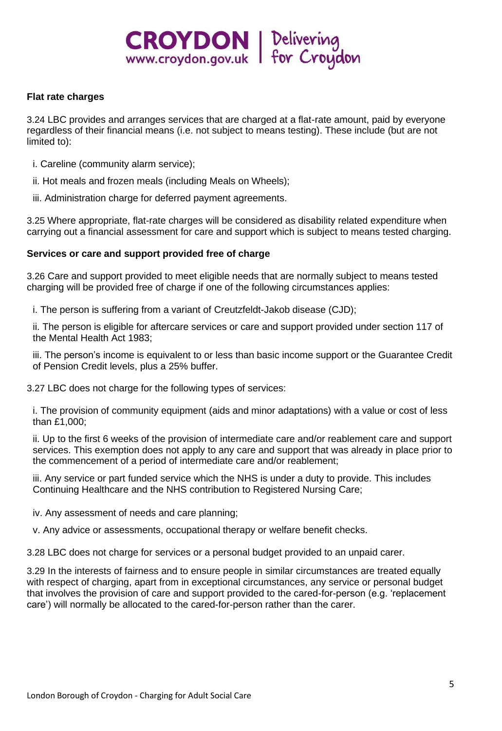### Flat rate charges

3.24 LBC provides and arranges services that are charged at a flat-rate amount, paid by everyone regardless of their financial means (i.e. not subject to means testing). These include (but are not limited to):

i. Careline (community alarm service);

ii. Hot meals and frozen meals (including Meals on Wheels);

iii. Administration charge for deferred payment agreements.

3.25 Where appropriate, flat-rate charges will be considered as disability related expenditure when carrying out a financial assessment for care and support which is subject to means tested charging.

### Services or care and support provided free of charge

3.26 Care and support provided to meet eligible needs that are normally subject to means tested charging will be provided free of charge if one of the following circumstances applies:

i. The person is suffering from a variant of Creutzfeldt-Jakob disease (CJD);

ii. The person is eligible for aftercare services or care and support provided under section 117 of the Mental Health Act 1983;

iii. The person's income is equivalent to or less than basic income support or the Guarantee Credit of Pension Credit levels, plus a 25% buffer.

3.27 LBC does not charge for the following types of services:

i. The provision of community equipment (aids and minor adaptations) with a value or cost of less than £1,000;

ii. Up to the first 6 weeks of the provision of intermediate care and/or reablement care and support services. This exemption does not apply to any care and support that was already in place prior to the commencement of a period of intermediate care and/or reablement;

iii. Any service or part funded service which the NHS is under a duty to provide. This includes Continuing Healthcare and the NHS contribution to Registered Nursing Care;

iv. Any assessment of needs and care planning;

v. Any advice or assessments, occupational therapy or welfare benefit checks.

3.28 LBC does not charge for services or a personal budget provided to an unpaid carer.

3.29 In the interests of fairness and to ensure people in similar circumstances are treated equally with respect of charging, apart from in exceptional circumstances, any service or personal budget that involves the provision of care and support provided to the cared-for-person (e.g. 'replacement care') will normally be allocated to the cared-for-person rather than the carer.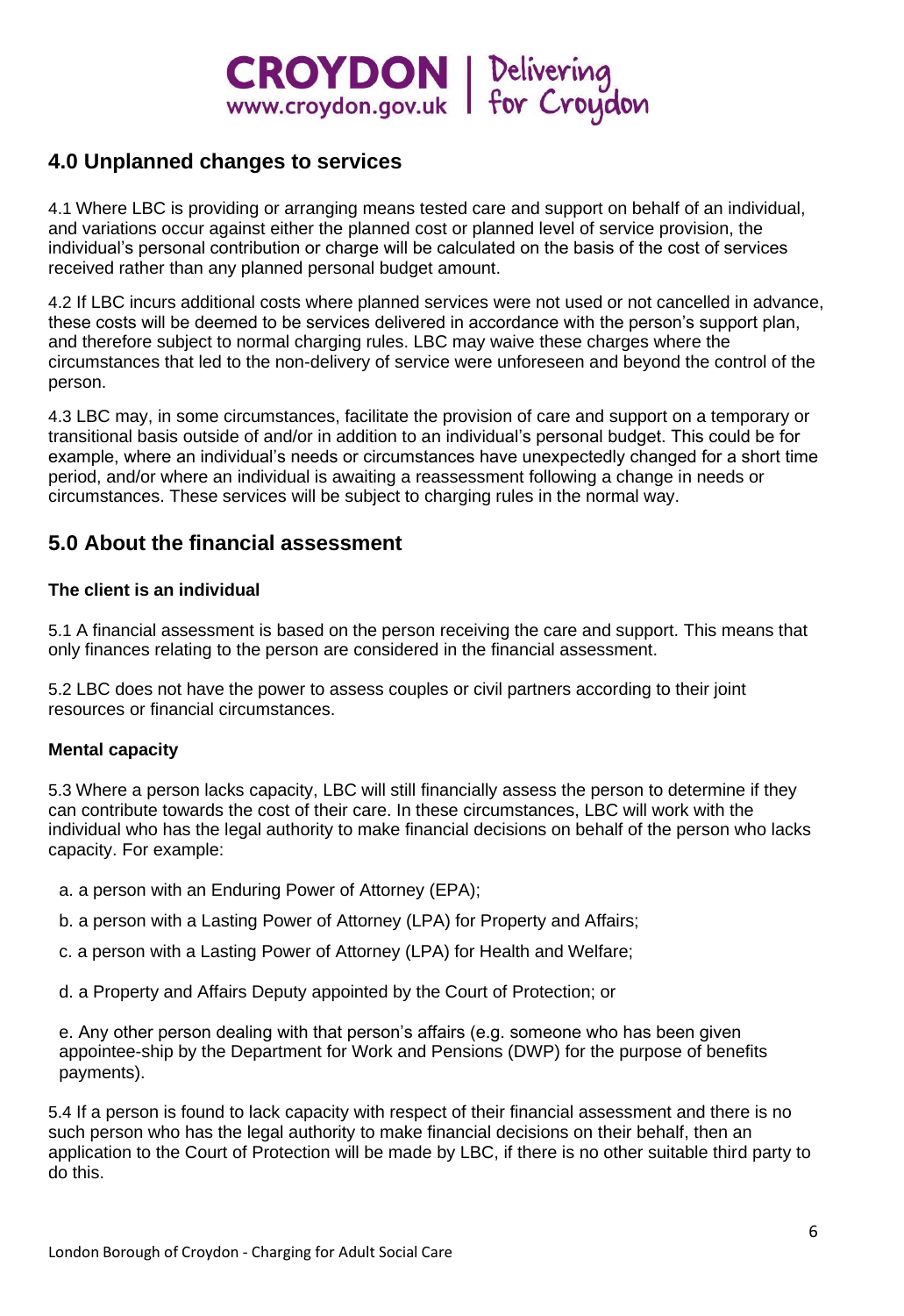## 4.0 Unplanned changes to services

4.1 Where LBC is providing or arranging means tested care and support on behalf of an individual, and variations occur against either the planned cost or planned level of service provision, the individual's personal contribution or charge will be calculated on the basis of the cost of services received rather than any planned personal budget amount.

4.2 If LBC incurs additional costs where planned services were not used or not cancelled in advance, these costs will be deemed to be services delivered in accordance with the person's support plan, and therefore subject to normal charging rules. LBC may waive these charges where the circumstances that led to the non-delivery of service were unforeseen and beyond the control of the person.

4.3 LBC may, in some circumstances, facilitate the provision of care and support on a temporary or transitional basis outside of and/or in addition to an individual's personal budget. This could be for example, where an individual's needs or circumstances have unexpectedly changed for a short time period, and/or where an individual is awaiting a reassessment following a change in needs or circumstances. These services will be subject to charging rules in the normal way.

## 5.0 About the financial assessment

**The client is an individual**

5.1 A financial assessment is based on the person receiving the care and support. This means that only finances relating to the person are considered in the financial assessment.

5.2 LBC does not have the power to assess couples or civil partners according to their joint resources or financial circumstances.

**Mental capacity**

5.3 Where a person lacks capacity, LBC will still financially assess the person to determine if they can contribute towards the cost of their care. In these circumstances, LBC will work with the individual who has the legal authority to make financial decisions on behalf of the person who lacks capacity. For example:

a. a person with an Enduring Power of Attorney (EPA);

b. a person with a Lasting Power of Attorney (LPA) for Property and Affairs;

c. a person with a Lasting Power of Attorney (LPA) for Health and Welfare;

d. a Property and Affairs Deputy appointed by the Court of Protection; or

e. Any other person dealing with that person's affairs (e.g. someone who has been given appointee-ship by the Department for Work and Pensions (DWP) for the purpose of benefits payments).

5.4 If a person is found to lack capacity with respect of their financial assessment and there is no such person who has the legal authority to make financial decisions on their behalf, then an application to the Court of Protection will be made by LBC, if there is no other suitable third party to do this.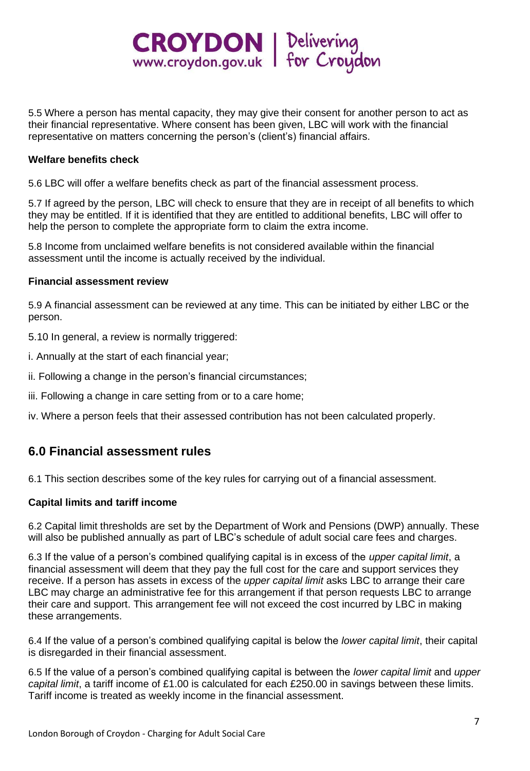5.5 Where a person has mental capacity, they may give their consent for another person to act as their financial representative. Where consent has been given, LBC will work with the financial representative on matters concerning the person's (client's) financial affairs.

**Welfare benefits check**

5.6 LBC will offer a welfare benefits check as part of the financial assessment process.

5.7 If agreed by the person, LBC will check to ensure that they are in receipt of all benefits to which they may be entitled. If it is identified that they are entitled to additional benefits, LBC will offer to help the person to complete the appropriate form to claim the extra income.

5.8 Income from unclaimed welfare benefits is not considered available within the financial assessment until the income is actually received by the individual.

**Financial assessment review**

5.9 A financial assessment can be reviewed at any time. This can be initiated by either LBC or the person.

5.10 In general, a review is normally triggered:

i. Annually at the start of each financial year;

ii. Following a change in the person's financial circumstances;

iii. Following a change in care setting from or to a care home;

iv. Where a person feels that their assessed contribution has not been calculated properly.

## 6.0 Financial assessment rules

6.1 This section describes some of the key rules for carrying out of a financial assessment.

**Capital limits and tariff income**

6.2 Capital limit thresholds are set by the Department of Work and Pensions (DWP) annually. These will also be published annually as part of LBC's schedule of adult social care fees and charges.

6.3 If the value of a person's combined qualifying capital is in excess of the *upper capital limit*, a financial assessment will deem that they pay the full cost for the care and support services they receive. If a person has assets in excess of the *upper capital limit* asks LBC to arrange their care LBC may charge an administrative fee for this arrangement if that person requests LBC to arrange their care and support. This arrangement fee will not exceed the cost incurred by LBC in making these arrangements.

6.4 If the value of a person's combined qualifying capital is below the *lower capital limit*, their capital is disregarded in their financial assessment.

6.5 If the value of a person's combined qualifying capital is between the *lower capital limit* and *upper capital limit*, a tariff income of £1.00 is calculated for each £250.00 in savings between these limits. Tariff income is treated as weekly income in the financial assessment.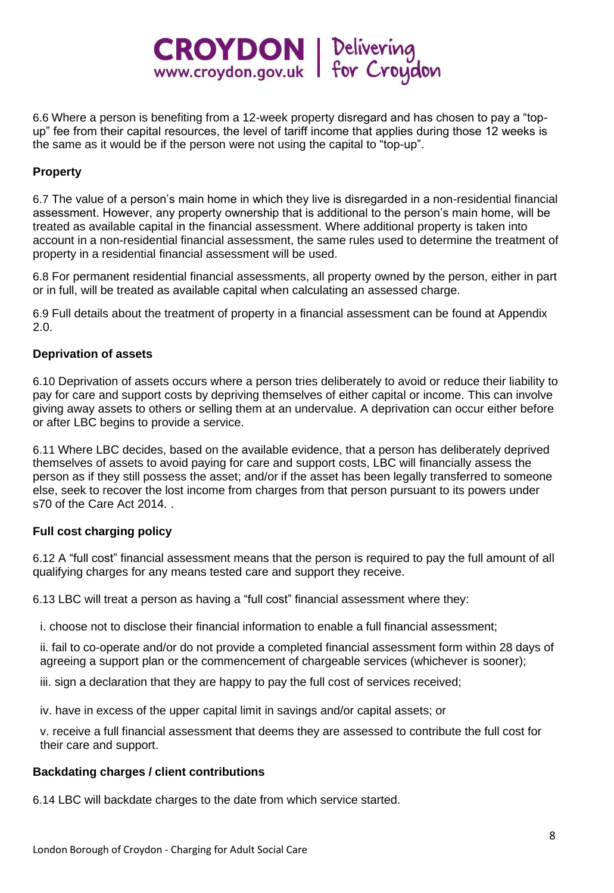6.6 Where a person is benefiting from a 12-week property disregard and has chosen to pay a "top-up" fee from their capital resources, the level of tariff income that applies during those 12 weeks is the same as it would be if the person were not using the capital to "top-up".

**Property**

6.7 The value of a person's main home in which they live is disregarded in a non-residential financial assessment. However, any property ownership that is additional to the person's main home, will be treated as available capital in the financial assessment. Where additional property is taken into account in a non-residential financial assessment, the same rules used to determine the treatment of property in a residential financial assessment will be used.

6.8 For permanent residential financial assessments, all property owned by the person, either in part or in full, will be treated as available capital when calculating an assessed charge.

6.9 Full details about the treatment of property in a financial assessment can be found at Appendix 2.0.

**Deprivation of assets**

6.10 Deprivation of assets occurs where a person tries deliberately to avoid or reduce their liability to pay for care and support costs by depriving themselves of either capital or income. This can involve giving away assets to others or selling them at an undervalue. A deprivation can occur either before or after LBC begins to provide a service.

6.11 Where LBC decides, based on the available evidence, that a person has deliberately deprived themselves of assets to avoid paying for care and support costs, LBC will financially assess the person as if they still possess the asset; and/or if the asset has been legally transferred to someone else, seek to recover the lost income from charges from that person pursuant to its powers under s70 of the Care Act 2014. .

**Full cost charging policy**

6.12 A "full cost" financial assessment means that the person is required to pay the full amount of all qualifying charges for any means tested care and support they receive.

6.13 LBC will treat a person as having a "full cost" financial assessment where they:

i. choose not to disclose their financial information to enable a full financial assessment;

ii. fail to co-operate and/or do not provide a completed financial assessment form within 28 days of agreeing a support plan or the commencement of chargeable services (whichever is sooner);

iii. sign a declaration that they are happy to pay the full cost of services received;

iv. have in excess of the upper capital limit in savings and/or capital assets; or

v. receive a full financial assessment that deems they are assessed to contribute the full cost for their care and support.

**Backdating charges / client contributions**

6.14 LBC will backdate charges to the date from which service started.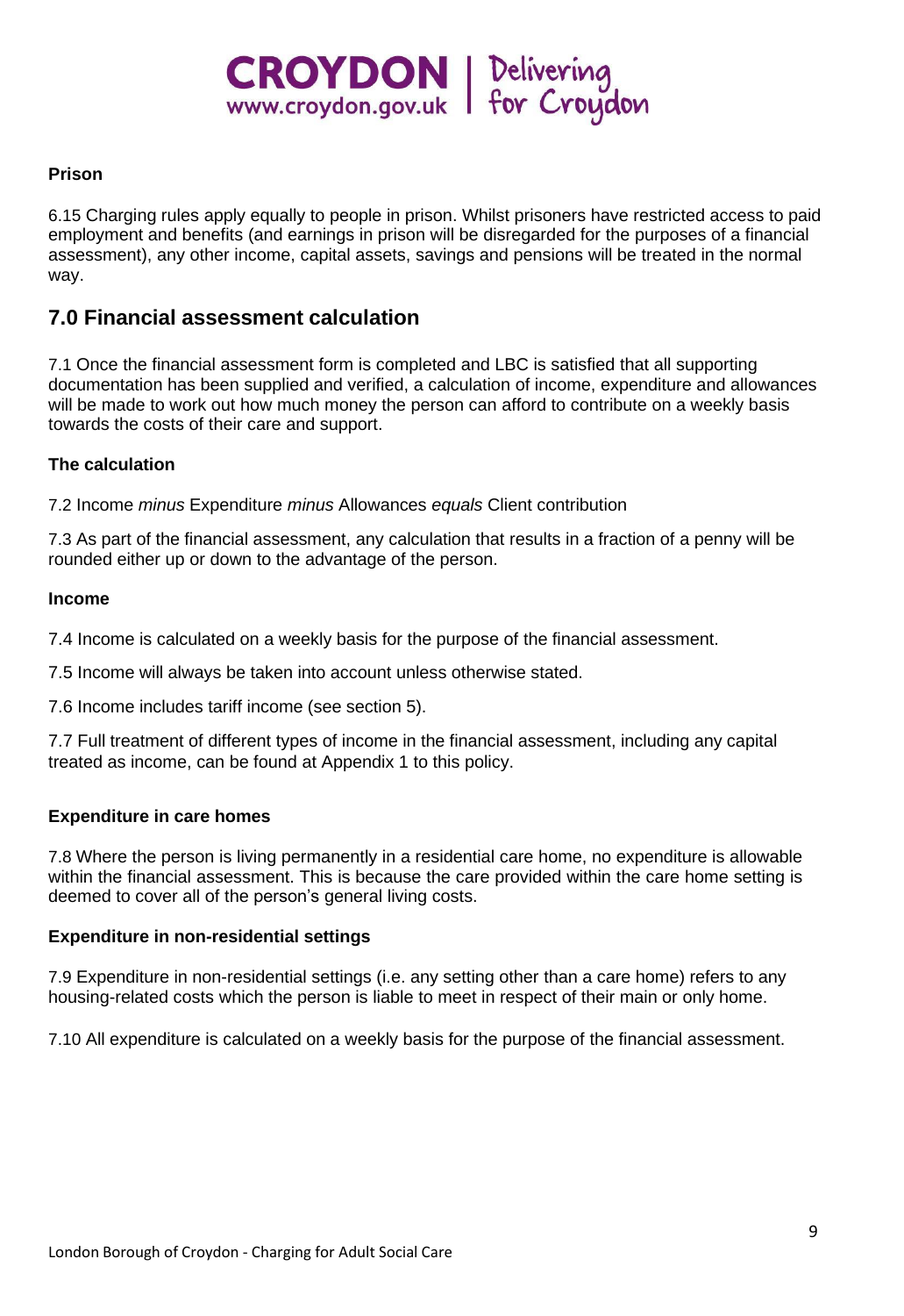### Prison

6.15 Charging rules apply equally to people in prison. Whilst prisoners have restricted access to paid employment and benefits (and earnings in prison will be disregarded for the purposes of a financial assessment), any other income, capital assets, savings and pensions will be treated in the normal way.

## 7.0 Financial assessment calculation

7.1 Once the financial assessment form is completed and LBC is satisfied that all supporting documentation has been supplied and verified, a calculation of income, expenditure and allowances will be made to work out how much money the person can afford to contribute on a weekly basis towards the costs of their care and support.

### The calculation

7.2 Income *minus* Expenditure *minus* Allowances *equals* Client contribution

7.3 As part of the financial assessment, any calculation that results in a fraction of a penny will be rounded either up or down to the advantage of the person.

### Income

7.4 Income is calculated on a weekly basis for the purpose of the financial assessment.

7.5 Income will always be taken into account unless otherwise stated.

7.6 Income includes tariff income (see section 5).

7.7 Full treatment of different types of income in the financial assessment, including any capital treated as income, can be found at Appendix 1 to this policy.

### Expenditure in care homes

7.8 Where the person is living permanently in a residential care home, no expenditure is allowable within the financial assessment. This is because the care provided within the care home setting is deemed to cover all of the person's general living costs.

### Expenditure in non-residential settings

7.9 Expenditure in non-residential settings (i.e. any setting other than a care home) refers to any housing-related costs which the person is liable to meet in respect of their main or only home.

7.10 All expenditure is calculated on a weekly basis for the purpose of the financial assessment.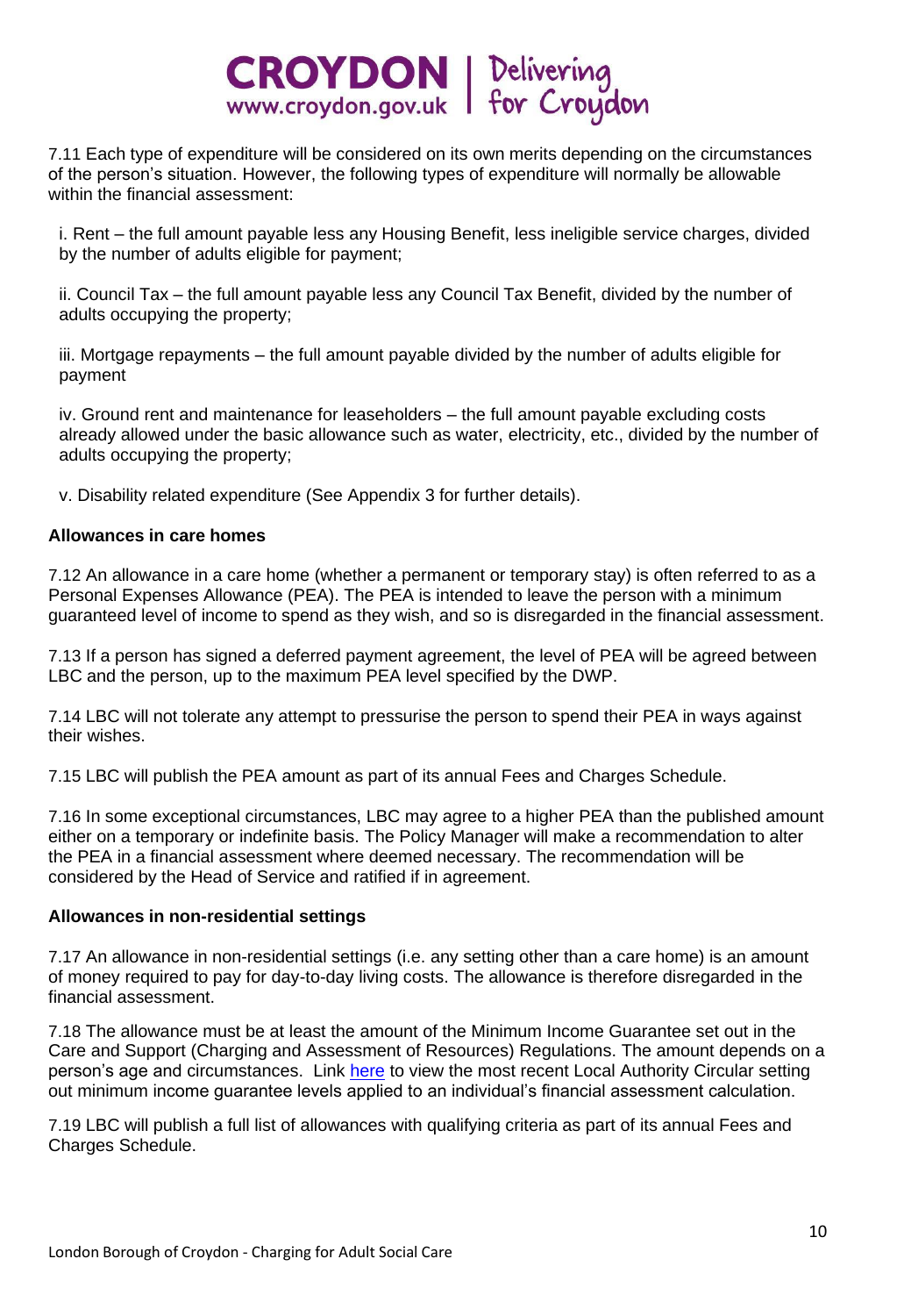7.11 Each type of expenditure will be considered on its own merits depending on the circumstances of the person's situation. However, the following types of expenditure will normally be allowable within the financial assessment:

i. Rent – the full amount payable less any Housing Benefit, less ineligible service charges, divided by the number of adults eligible for payment;

ii. Council Tax – the full amount payable less any Council Tax Benefit, divided by the number of adults occupying the property;

iii. Mortgage repayments – the full amount payable divided by the number of adults eligible for payment

iv. Ground rent and maintenance for leaseholders – the full amount payable excluding costs already allowed under the basic allowance such as water, electricity, etc., divided by the number of adults occupying the property;

v. Disability related expenditure (See Appendix 3 for further details).

**Allowances in care homes**

7.12 An allowance in a care home (whether a permanent or temporary stay) is often referred to as a Personal Expenses Allowance (PEA). The PEA is intended to leave the person with a minimum guaranteed level of income to spend as they wish, and so is disregarded in the financial assessment.

7.13 If a person has signed a deferred payment agreement, the level of PEA will be agreed between LBC and the person, up to the maximum PEA level specified by the DWP.

7.14 LBC will not tolerate any attempt to pressurise the person to spend their PEA in ways against their wishes.

7.15 LBC will publish the PEA amount as part of its annual Fees and Charges Schedule.

7.16 In some exceptional circumstances, LBC may agree to a higher PEA than the published amount either on a temporary or indefinite basis. The Policy Manager will make a recommendation to alter the PEA in a financial assessment where deemed necessary. The recommendation will be considered by the Head of Service and ratified if in agreement.

**Allowances in non-residential settings**

7.17 An allowance in non-residential settings (i.e. any setting other than a care home) is an amount of money required to pay for day-to-day living costs. The allowance is therefore disregarded in the financial assessment.

7.18 The allowance must be at least the amount of the Minimum Income Guarantee set out in the Care and Support (Charging and Assessment of Resources) Regulations. The amount depends on a person's age and circumstances. Link here to view the most recent Local Authority Circular setting out minimum income guarantee levels applied to an individual's financial assessment calculation.

7.19 LBC will publish a full list of allowances with qualifying criteria as part of its annual Fees and Charges Schedule.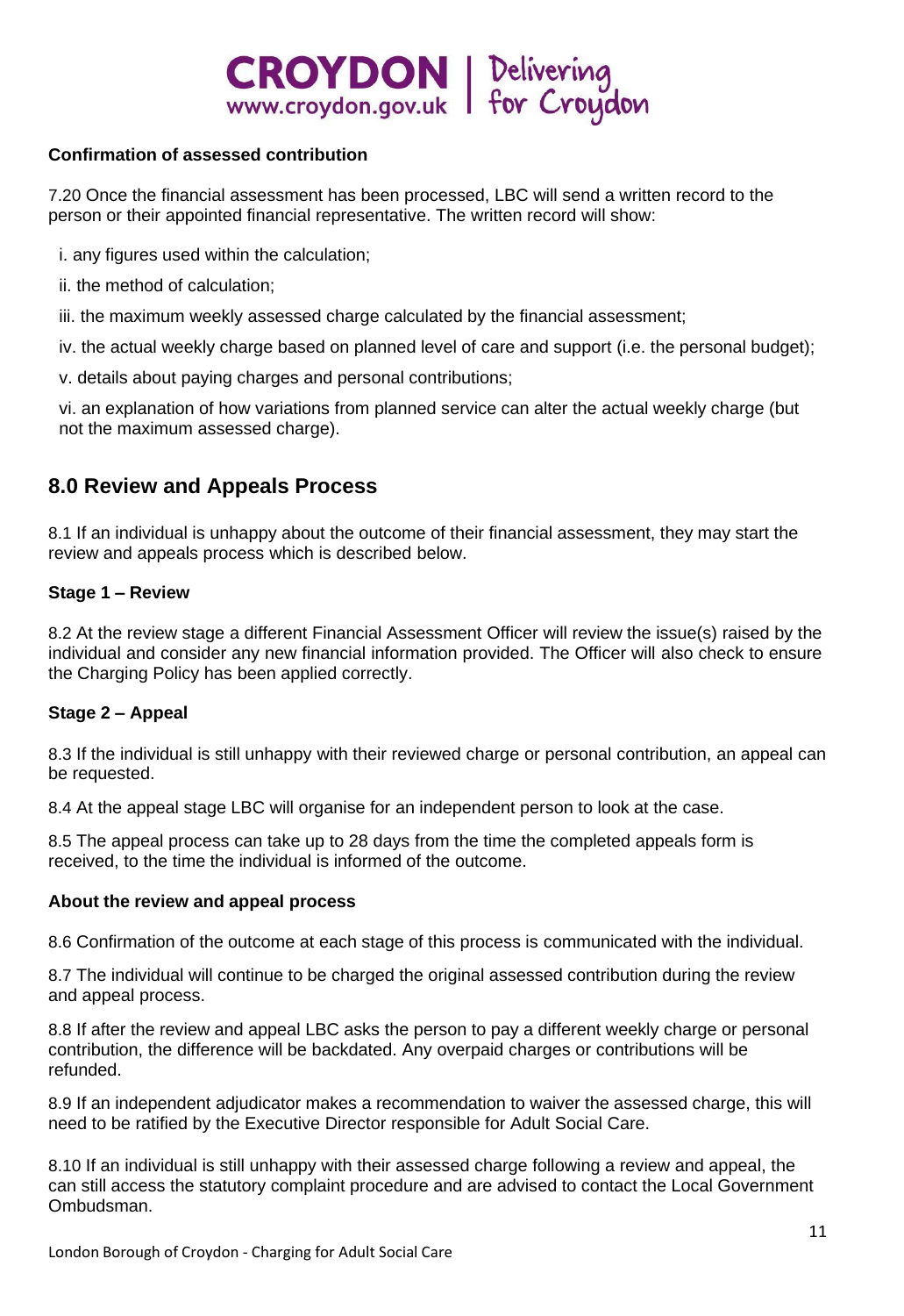**Confirmation of assessed contribution**

7.20 Once the financial assessment has been processed, LBC will send a written record to the person or their appointed financial representative. The written record will show:

i. any figures used within the calculation;

ii. the method of calculation;

iii. the maximum weekly assessed charge calculated by the financial assessment;

iv. the actual weekly charge based on planned level of care and support (i.e. the personal budget);

v. details about paying charges and personal contributions;

vi. an explanation of how variations from planned service can alter the actual weekly charge (but not the maximum assessed charge).

## 8.0 Review and Appeals Process

8.1 If an individual is unhappy about the outcome of their financial assessment, they may start the review and appeals process which is described below.

**Stage 1 – Review**

8.2 At the review stage a different Financial Assessment Officer will review the issue(s) raised by the individual and consider any new financial information provided. The Officer will also check to ensure the Charging Policy has been applied correctly.

**Stage 2 – Appeal**

8.3 If the individual is still unhappy with their reviewed charge or personal contribution, an appeal can be requested.

8.4 At the appeal stage LBC will organise for an independent person to look at the case.

8.5 The appeal process can take up to 28 days from the time the completed appeals form is received, to the time the individual is informed of the outcome.

**About the review and appeal process**

8.6 Confirmation of the outcome at each stage of this process is communicated with the individual.

8.7 The individual will continue to be charged the original assessed contribution during the review and appeal process.

8.8 If after the review and appeal LBC asks the person to pay a different weekly charge or personal contribution, the difference will be backdated. Any overpaid charges or contributions will be refunded.

8.9 If an independent adjudicator makes a recommendation to waiver the assessed charge, this will need to be ratified by the Executive Director responsible for Adult Social Care.

8.10 If an individual is still unhappy with their assessed charge following a review and appeal, the can still access the statutory complaint procedure and are advised to contact the Local Government Ombudsman.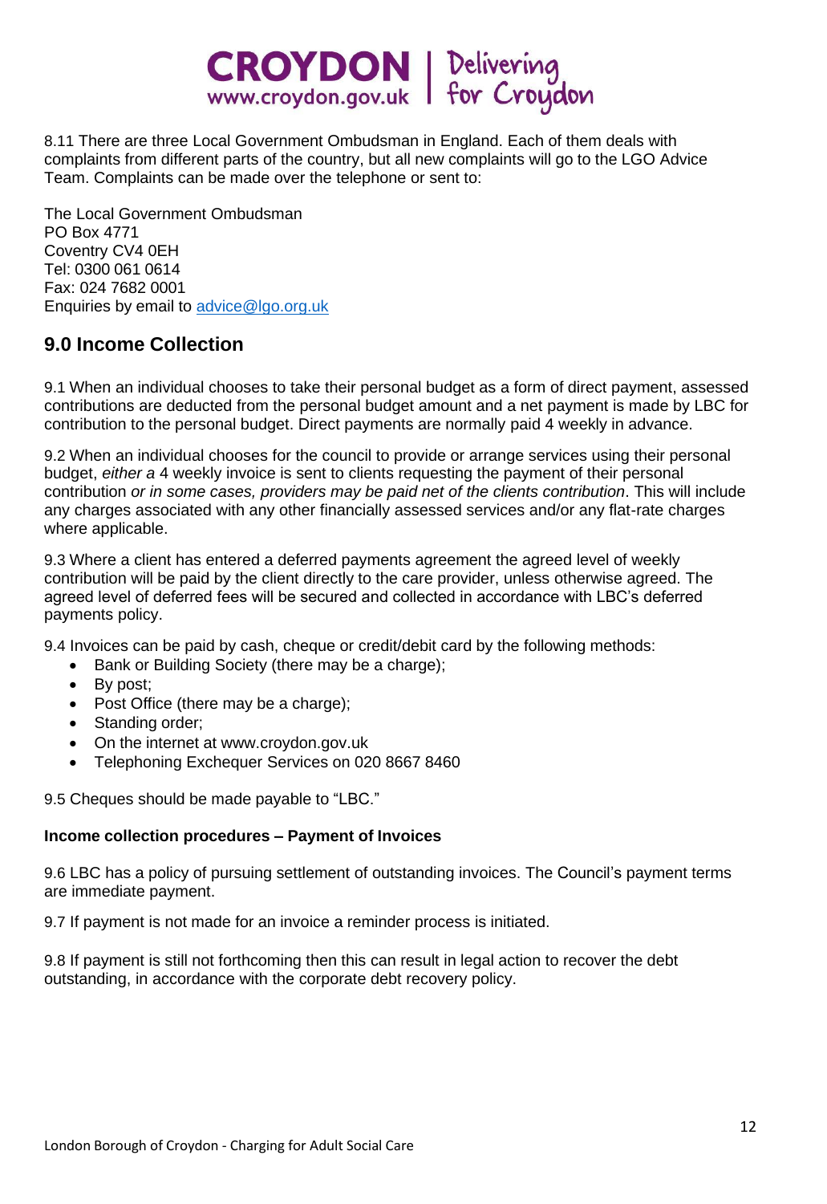8.11 There are three Local Government Ombudsman in England. Each of them deals with complaints from different parts of the country, but all new complaints will go to the LGO Advice Team. Complaints can be made over the telephone or sent to:

The Local Government Ombudsman
PO Box 4771
Coventry CV4 0EH
Tel: 0300 061 0614
Fax: 024 7682 0001
Enquiries by email to advice@lgo.org.uk

## 9.0 Income Collection

9.1 When an individual chooses to take their personal budget as a form of direct payment, assessed contributions are deducted from the personal budget amount and a net payment is made by LBC for contribution to the personal budget. Direct payments are normally paid 4 weekly in advance.

9.2 When an individual chooses for the council to provide or arrange services using their personal budget, *either a* 4 weekly invoice is sent to clients requesting the payment of their personal contribution *or in some cases, providers may be paid net of the clients contribution*. This will include any charges associated with any other financially assessed services and/or any flat-rate charges where applicable.

9.3 Where a client has entered a deferred payments agreement the agreed level of weekly contribution will be paid by the client directly to the care provider, unless otherwise agreed. The agreed level of deferred fees will be secured and collected in accordance with LBC's deferred payments policy.

9.4 Invoices can be paid by cash, cheque or credit/debit card by the following methods:

- Bank or Building Society (there may be a charge);
- By post;
- Post Office (there may be a charge);
- Standing order;
- On the internet at www.croydon.gov.uk
- Telephoning Exchequer Services on 020 8667 8460

9.5 Cheques should be made payable to "LBC."

**Income collection procedures – Payment of Invoices**

9.6 LBC has a policy of pursuing settlement of outstanding invoices. The Council's payment terms are immediate payment.

9.7 If payment is not made for an invoice a reminder process is initiated.

9.8 If payment is still not forthcoming then this can result in legal action to recover the debt outstanding, in accordance with the corporate debt recovery policy.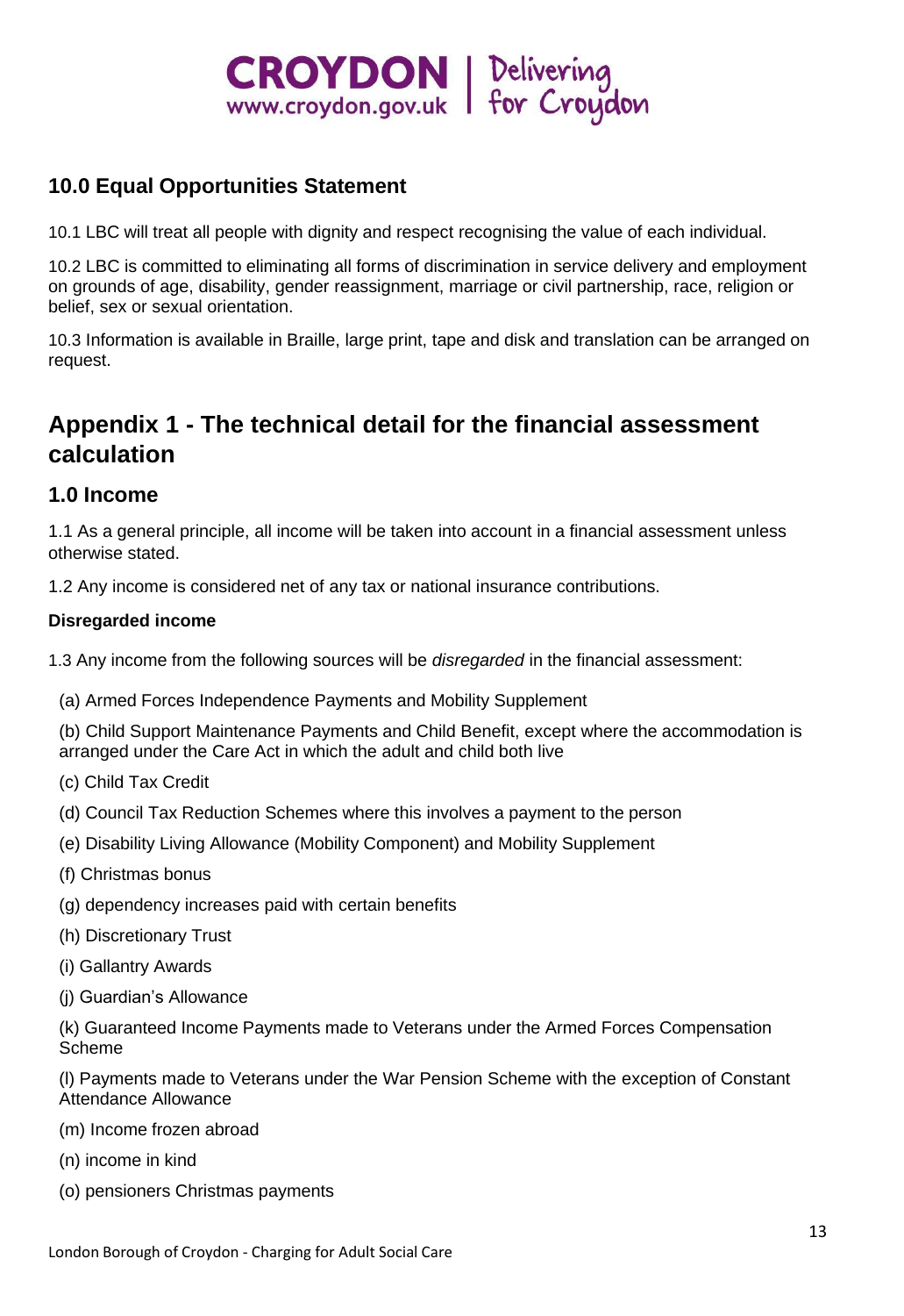## 10.0 Equal Opportunities Statement

10.1 LBC will treat all people with dignity and respect recognising the value of each individual.

10.2 LBC is committed to eliminating all forms of discrimination in service delivery and employment on grounds of age, disability, gender reassignment, marriage or civil partnership, race, religion or belief, sex or sexual orientation.

10.3 Information is available in Braille, large print, tape and disk and translation can be arranged on request.

# Appendix 1 - The technical detail for the financial assessment calculation

## 1.0 Income

1.1 As a general principle, all income will be taken into account in a financial assessment unless otherwise stated.

1.2 Any income is considered net of any tax or national insurance contributions.

**Disregarded income**

1.3 Any income from the following sources will be *disregarded* in the financial assessment:

(a) Armed Forces Independence Payments and Mobility Supplement

(b) Child Support Maintenance Payments and Child Benefit, except where the accommodation is arranged under the Care Act in which the adult and child both live

(c) Child Tax Credit

(d) Council Tax Reduction Schemes where this involves a payment to the person

(e) Disability Living Allowance (Mobility Component) and Mobility Supplement

(f) Christmas bonus

(g) dependency increases paid with certain benefits

(h) Discretionary Trust

(i) Gallantry Awards

(j) Guardian's Allowance

(k) Guaranteed Income Payments made to Veterans under the Armed Forces Compensation Scheme

(l) Payments made to Veterans under the War Pension Scheme with the exception of Constant Attendance Allowance

(m) Income frozen abroad

(n) income in kind

(o) pensioners Christmas payments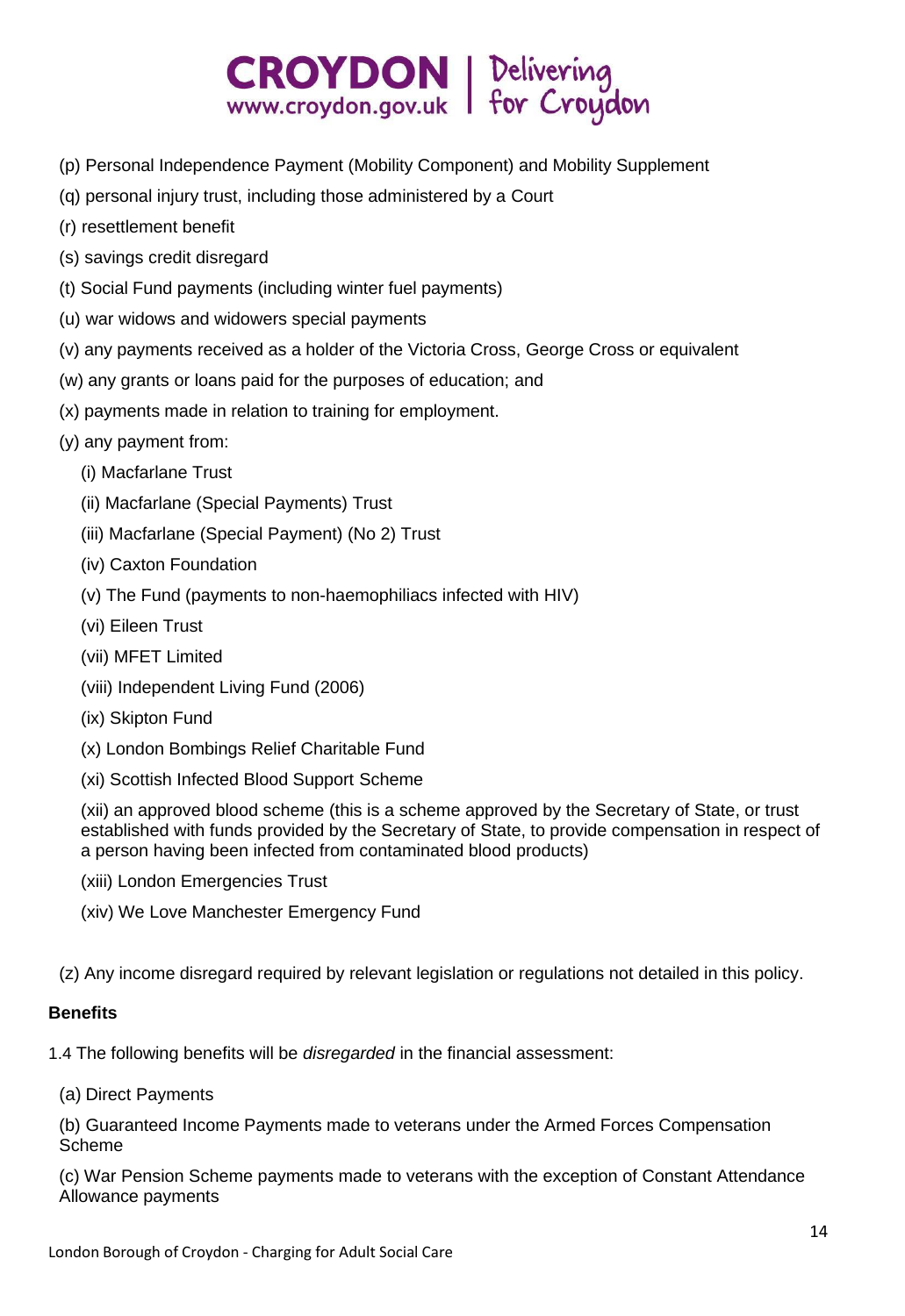(p) Personal Independence Payment (Mobility Component) and Mobility Supplement

(q) personal injury trust, including those administered by a Court

(r) resettlement benefit

(s) savings credit disregard

(t) Social Fund payments (including winter fuel payments)

(u) war widows and widowers special payments

(v) any payments received as a holder of the Victoria Cross, George Cross or equivalent

(w) any grants or loans paid for the purposes of education; and

(x) payments made in relation to training for employment.

(y) any payment from:

(i) Macfarlane Trust

(ii) Macfarlane (Special Payments) Trust

(iii) Macfarlane (Special Payment) (No 2) Trust

(iv) Caxton Foundation

(v) The Fund (payments to non-haemophiliacs infected with HIV)

(vi) Eileen Trust

(vii) MFET Limited

(viii) Independent Living Fund (2006)

(ix) Skipton Fund

(x) London Bombings Relief Charitable Fund

(xi) Scottish Infected Blood Support Scheme

(xii) an approved blood scheme (this is a scheme approved by the Secretary of State, or trust established with funds provided by the Secretary of State, to provide compensation in respect of a person having been infected from contaminated blood products)

(xiii) London Emergencies Trust

(xiv) We Love Manchester Emergency Fund

(z) Any income disregard required by relevant legislation or regulations not detailed in this policy.

**Benefits**

1.4 The following benefits will be *disregarded* in the financial assessment:

(a) Direct Payments

(b) Guaranteed Income Payments made to veterans under the Armed Forces Compensation Scheme

(c) War Pension Scheme payments made to veterans with the exception of Constant Attendance Allowance payments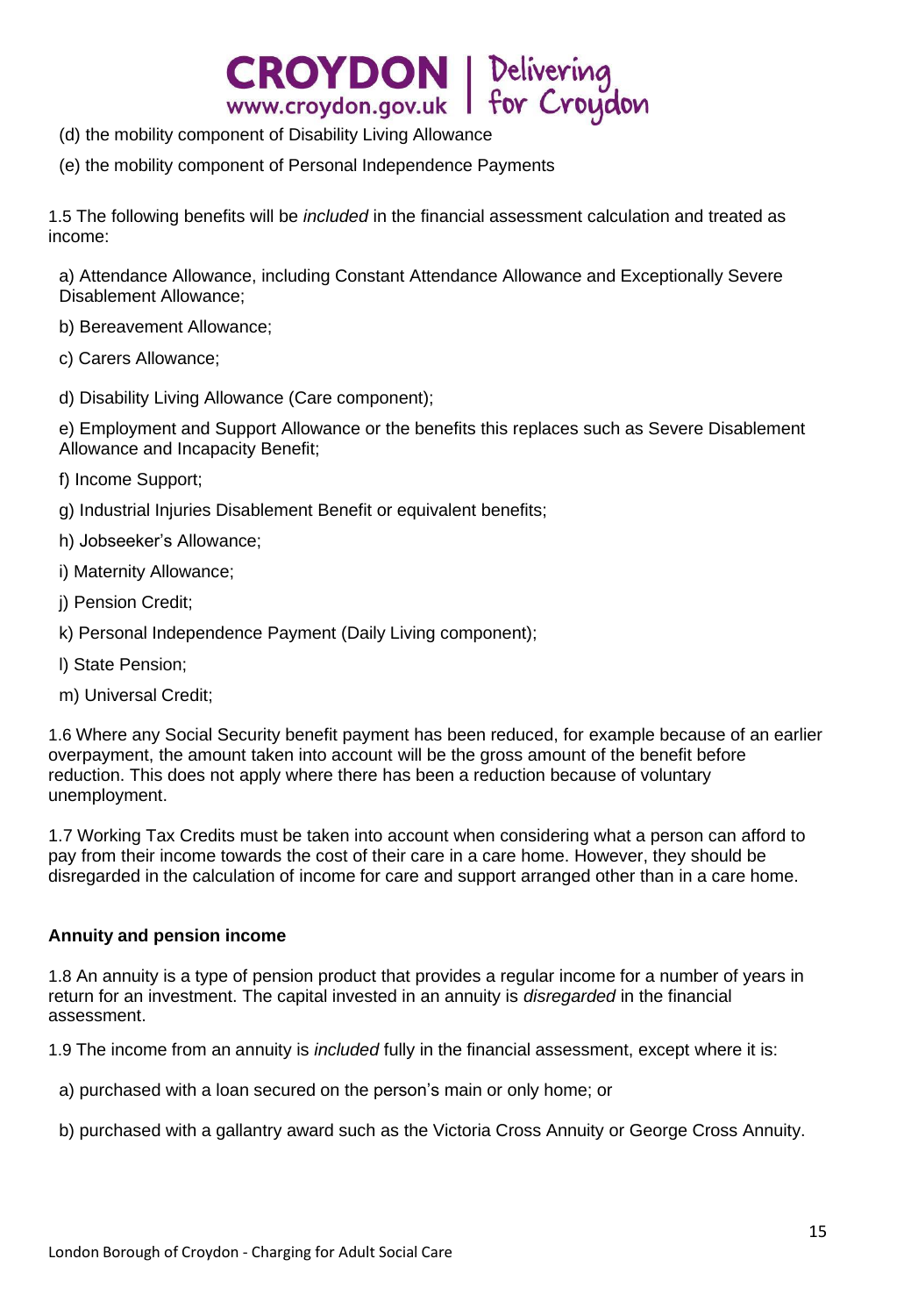(d) the mobility component of Disability Living Allowance

(e) the mobility component of Personal Independence Payments

1.5 The following benefits will be *included* in the financial assessment calculation and treated as income:

a) Attendance Allowance, including Constant Attendance Allowance and Exceptionally Severe Disablement Allowance;

b) Bereavement Allowance;

c) Carers Allowance;

d) Disability Living Allowance (Care component);

e) Employment and Support Allowance or the benefits this replaces such as Severe Disablement Allowance and Incapacity Benefit;

f) Income Support;

g) Industrial Injuries Disablement Benefit or equivalent benefits;

h) Jobseeker's Allowance;

i) Maternity Allowance;

j) Pension Credit;

k) Personal Independence Payment (Daily Living component);

l) State Pension;

m) Universal Credit;

1.6 Where any Social Security benefit payment has been reduced, for example because of an earlier overpayment, the amount taken into account will be the gross amount of the benefit before reduction. This does not apply where there has been a reduction because of voluntary unemployment.

1.7 Working Tax Credits must be taken into account when considering what a person can afford to pay from their income towards the cost of their care in a care home. However, they should be disregarded in the calculation of income for care and support arranged other than in a care home.

**Annuity and pension income**

1.8 An annuity is a type of pension product that provides a regular income for a number of years in return for an investment. The capital invested in an annuity is *disregarded* in the financial assessment.

1.9 The income from an annuity is *included* fully in the financial assessment, except where it is:

a) purchased with a loan secured on the person's main or only home; or

b) purchased with a gallantry award such as the Victoria Cross Annuity or George Cross Annuity.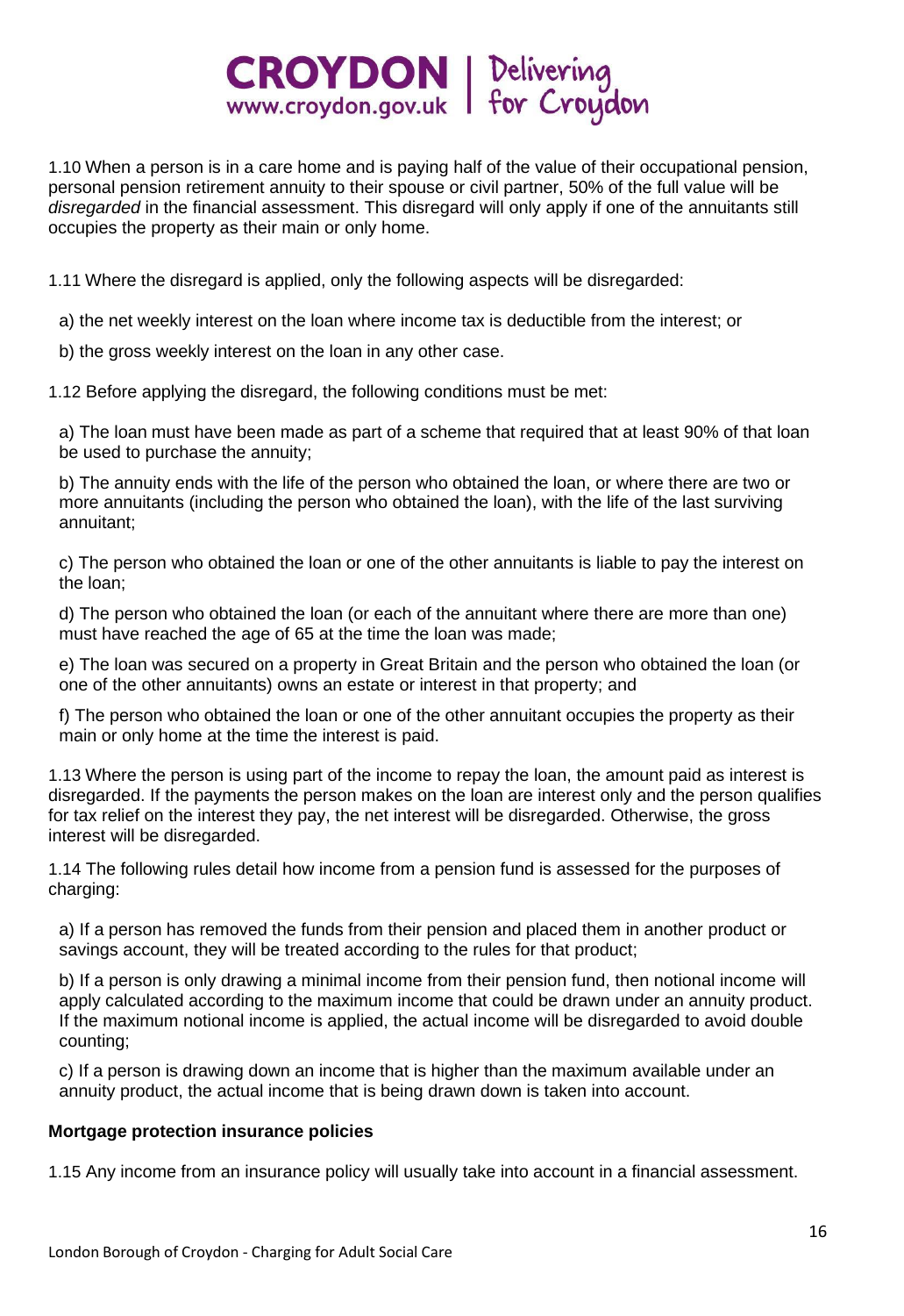1.10 When a person is in a care home and is paying half of the value of their occupational pension, personal pension retirement annuity to their spouse or civil partner, 50% of the full value will be *disregarded* in the financial assessment. This disregard will only apply if one of the annuitants still occupies the property as their main or only home.

1.11 Where the disregard is applied, only the following aspects will be disregarded:

a) the net weekly interest on the loan where income tax is deductible from the interest; or

b) the gross weekly interest on the loan in any other case.

1.12 Before applying the disregard, the following conditions must be met:

a) The loan must have been made as part of a scheme that required that at least 90% of that loan be used to purchase the annuity;

b) The annuity ends with the life of the person who obtained the loan, or where there are two or more annuitants (including the person who obtained the loan), with the life of the last surviving annuitant;

c) The person who obtained the loan or one of the other annuitants is liable to pay the interest on the loan;

d) The person who obtained the loan (or each of the annuitant where there are more than one) must have reached the age of 65 at the time the loan was made;

e) The loan was secured on a property in Great Britain and the person who obtained the loan (or one of the other annuitants) owns an estate or interest in that property; and

f) The person who obtained the loan or one of the other annuitant occupies the property as their main or only home at the time the interest is paid.

1.13 Where the person is using part of the income to repay the loan, the amount paid as interest is disregarded. If the payments the person makes on the loan are interest only and the person qualifies for tax relief on the interest they pay, the net interest will be disregarded. Otherwise, the gross interest will be disregarded.

1.14 The following rules detail how income from a pension fund is assessed for the purposes of charging:

a) If a person has removed the funds from their pension and placed them in another product or savings account, they will be treated according to the rules for that product;

b) If a person is only drawing a minimal income from their pension fund, then notional income will apply calculated according to the maximum income that could be drawn under an annuity product. If the maximum notional income is applied, the actual income will be disregarded to avoid double counting;

c) If a person is drawing down an income that is higher than the maximum available under an annuity product, the actual income that is being drawn down is taken into account.

**Mortgage protection insurance policies**

1.15 Any income from an insurance policy will usually take into account in a financial assessment.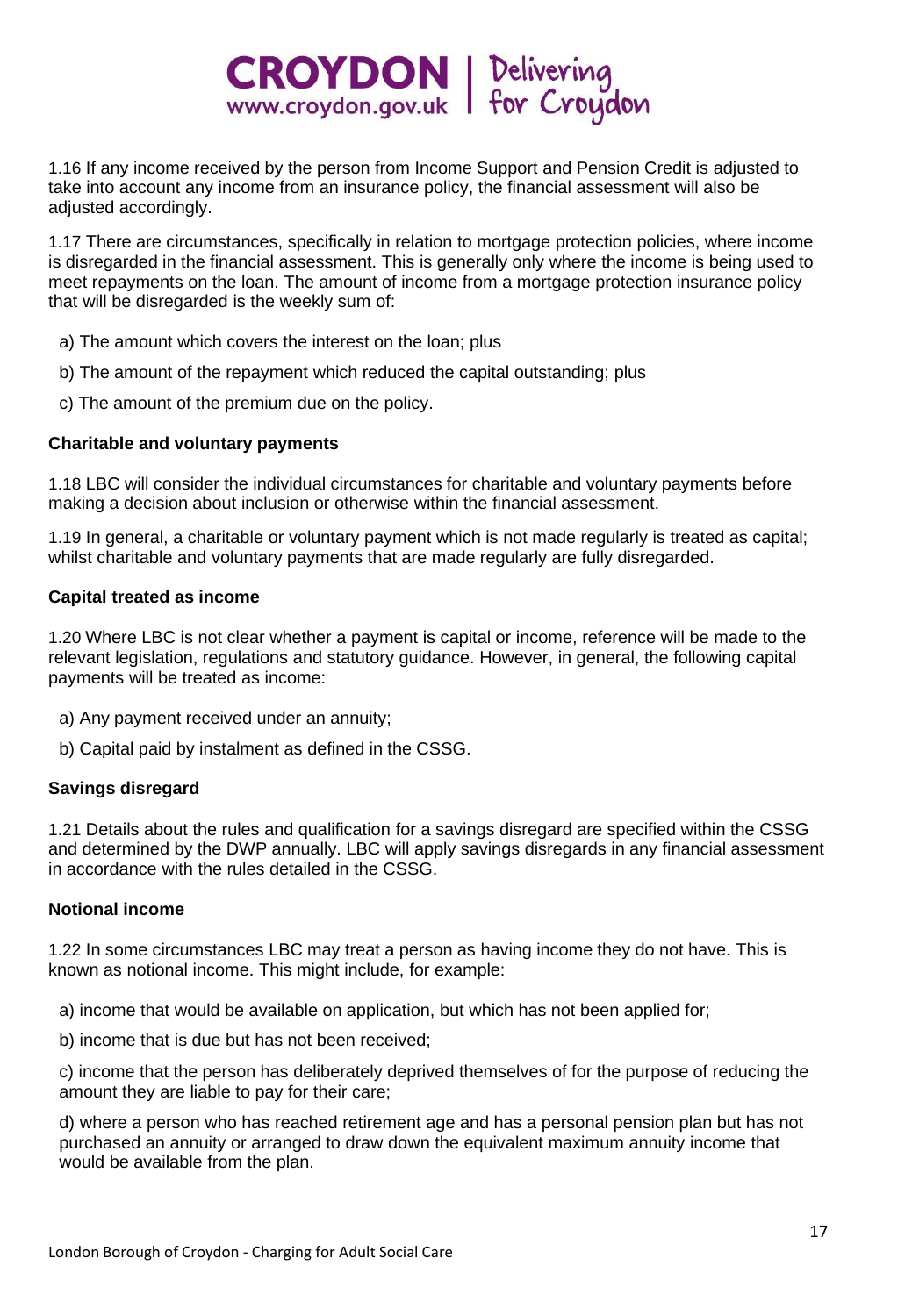1.16 If any income received by the person from Income Support and Pension Credit is adjusted to take into account any income from an insurance policy, the financial assessment will also be adjusted accordingly.

1.17 There are circumstances, specifically in relation to mortgage protection policies, where income is disregarded in the financial assessment. This is generally only where the income is being used to meet repayments on the loan. The amount of income from a mortgage protection insurance policy that will be disregarded is the weekly sum of:

a) The amount which covers the interest on the loan; plus

b) The amount of the repayment which reduced the capital outstanding; plus

c) The amount of the premium due on the policy.

**Charitable and voluntary payments**

1.18 LBC will consider the individual circumstances for charitable and voluntary payments before making a decision about inclusion or otherwise within the financial assessment.

1.19 In general, a charitable or voluntary payment which is not made regularly is treated as capital; whilst charitable and voluntary payments that are made regularly are fully disregarded.

**Capital treated as income**

1.20 Where LBC is not clear whether a payment is capital or income, reference will be made to the relevant legislation, regulations and statutory guidance. However, in general, the following capital payments will be treated as income:

a) Any payment received under an annuity;

b) Capital paid by instalment as defined in the CSSG.

**Savings disregard**

1.21 Details about the rules and qualification for a savings disregard are specified within the CSSG and determined by the DWP annually. LBC will apply savings disregards in any financial assessment in accordance with the rules detailed in the CSSG.

**Notional income**

1.22 In some circumstances LBC may treat a person as having income they do not have. This is known as notional income. This might include, for example:

a) income that would be available on application, but which has not been applied for;

b) income that is due but has not been received;

c) income that the person has deliberately deprived themselves of for the purpose of reducing the amount they are liable to pay for their care;

d) where a person who has reached retirement age and has a personal pension plan but has not purchased an annuity or arranged to draw down the equivalent maximum annuity income that would be available from the plan.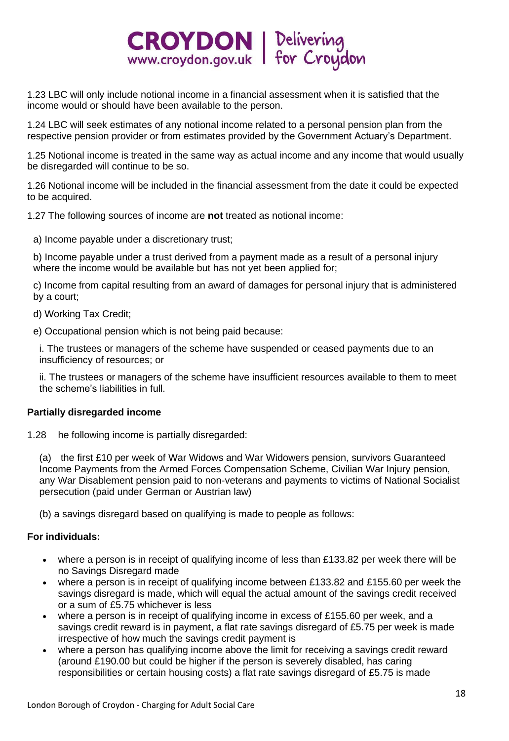1.23 LBC will only include notional income in a financial assessment when it is satisfied that the income would or should have been available to the person.

1.24 LBC will seek estimates of any notional income related to a personal pension plan from the respective pension provider or from estimates provided by the Government Actuary's Department.

1.25 Notional income is treated in the same way as actual income and any income that would usually be disregarded will continue to be so.

1.26 Notional income will be included in the financial assessment from the date it could be expected to be acquired.

1.27 The following sources of income are **not** treated as notional income:

a) Income payable under a discretionary trust;

b) Income payable under a trust derived from a payment made as a result of a personal injury where the income would be available but has not yet been applied for;

c) Income from capital resulting from an award of damages for personal injury that is administered by a court;

d) Working Tax Credit;

e) Occupational pension which is not being paid because:

i. The trustees or managers of the scheme have suspended or ceased payments due to an insufficiency of resources; or

ii. The trustees or managers of the scheme have insufficient resources available to them to meet the scheme's liabilities in full.

**Partially disregarded income**

1.28 he following income is partially disregarded:

(a) the first £10 per week of War Widows and War Widowers pension, survivors Guaranteed Income Payments from the Armed Forces Compensation Scheme, Civilian War Injury pension, any War Disablement pension paid to non-veterans and payments to victims of National Socialist persecution (paid under German or Austrian law)

(b) a savings disregard based on qualifying is made to people as follows:

**For individuals:**

- where a person is in receipt of qualifying income of less than £133.82 per week there will be no Savings Disregard made
- where a person is in receipt of qualifying income between £133.82 and £155.60 per week the savings disregard is made, which will equal the actual amount of the savings credit received or a sum of £5.75 whichever is less
- where a person is in receipt of qualifying income in excess of £155.60 per week, and a savings credit reward is in payment, a flat rate savings disregard of £5.75 per week is made irrespective of how much the savings credit payment is
- where a person has qualifying income above the limit for receiving a savings credit reward (around £190.00 but could be higher if the person is severely disabled, has caring responsibilities or certain housing costs) a flat rate savings disregard of £5.75 is made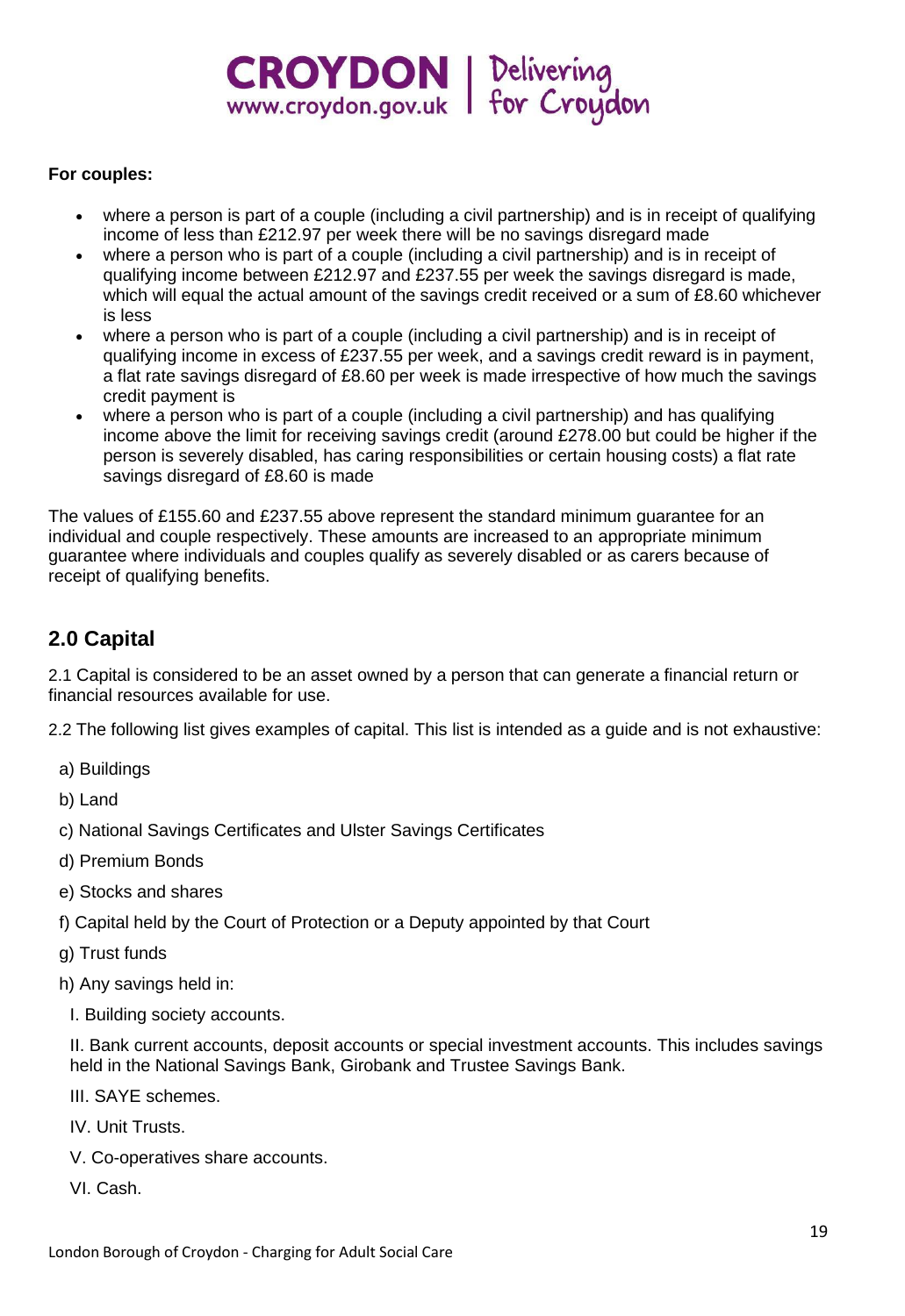**For couples:**

- where a person is part of a couple (including a civil partnership) and is in receipt of qualifying income of less than £212.97 per week there will be no savings disregard made
- where a person who is part of a couple (including a civil partnership) and is in receipt of qualifying income between £212.97 and £237.55 per week the savings disregard is made, which will equal the actual amount of the savings credit received or a sum of £8.60 whichever is less
- where a person who is part of a couple (including a civil partnership) and is in receipt of qualifying income in excess of £237.55 per week, and a savings credit reward is in payment, a flat rate savings disregard of £8.60 per week is made irrespective of how much the savings credit payment is
- where a person who is part of a couple (including a civil partnership) and has qualifying income above the limit for receiving savings credit (around £278.00 but could be higher if the person is severely disabled, has caring responsibilities or certain housing costs) a flat rate savings disregard of £8.60 is made

The values of £155.60 and £237.55 above represent the standard minimum guarantee for an individual and couple respectively. These amounts are increased to an appropriate minimum guarantee where individuals and couples qualify as severely disabled or as carers because of receipt of qualifying benefits.

## 2.0 Capital

2.1 Capital is considered to be an asset owned by a person that can generate a financial return or financial resources available for use.

2.2 The following list gives examples of capital. This list is intended as a guide and is not exhaustive:

a) Buildings

b) Land

c) National Savings Certificates and Ulster Savings Certificates

d) Premium Bonds

e) Stocks and shares

f) Capital held by the Court of Protection or a Deputy appointed by that Court

g) Trust funds

h) Any savings held in:

I. Building society accounts.

II. Bank current accounts, deposit accounts or special investment accounts. This includes savings held in the National Savings Bank, Girobank and Trustee Savings Bank.

III. SAYE schemes.

IV. Unit Trusts.

V. Co-operatives share accounts.

VI. Cash.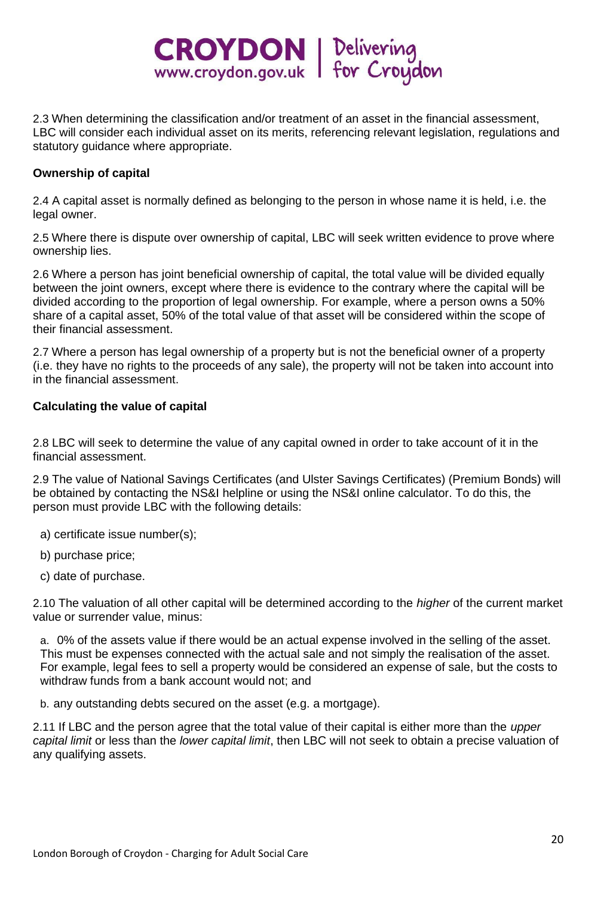2.3 When determining the classification and/or treatment of an asset in the financial assessment, LBC will consider each individual asset on its merits, referencing relevant legislation, regulations and statutory guidance where appropriate.

**Ownership of capital**

2.4 A capital asset is normally defined as belonging to the person in whose name it is held, i.e. the legal owner.

2.5 Where there is dispute over ownership of capital, LBC will seek written evidence to prove where ownership lies.

2.6 Where a person has joint beneficial ownership of capital, the total value will be divided equally between the joint owners, except where there is evidence to the contrary where the capital will be divided according to the proportion of legal ownership. For example, where a person owns a 50% share of a capital asset, 50% of the total value of that asset will be considered within the scope of their financial assessment.

2.7 Where a person has legal ownership of a property but is not the beneficial owner of a property (i.e. they have no rights to the proceeds of any sale), the property will not be taken into account into in the financial assessment.

**Calculating the value of capital**

2.8 LBC will seek to determine the value of any capital owned in order to take account of it in the financial assessment.

2.9 The value of National Savings Certificates (and Ulster Savings Certificates) (Premium Bonds) will be obtained by contacting the NS&I helpline or using the NS&I online calculator. To do this, the person must provide LBC with the following details:

a) certificate issue number(s);

b) purchase price;

c) date of purchase.

2.10 The valuation of all other capital will be determined according to the *higher* of the current market value or surrender value, minus:

a. 0% of the assets value if there would be an actual expense involved in the selling of the asset. This must be expenses connected with the actual sale and not simply the realisation of the asset. For example, legal fees to sell a property would be considered an expense of sale, but the costs to withdraw funds from a bank account would not; and

b. any outstanding debts secured on the asset (e.g. a mortgage).

2.11 If LBC and the person agree that the total value of their capital is either more than the *upper capital limit* or less than the *lower capital limit*, then LBC will not seek to obtain a precise valuation of any qualifying assets.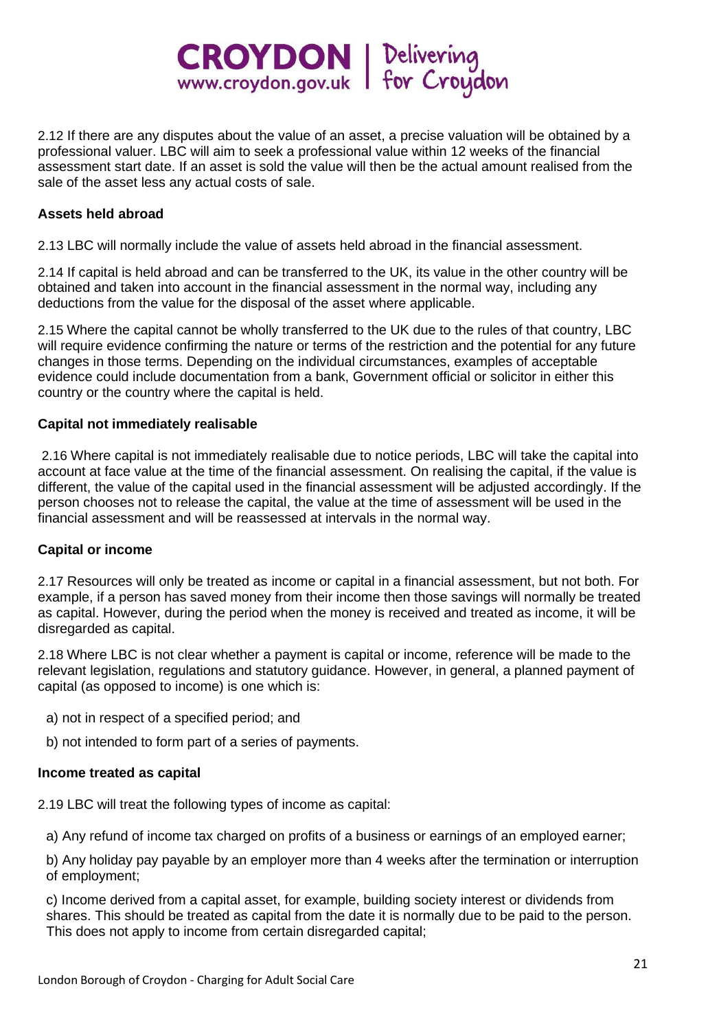2.12 If there are any disputes about the value of an asset, a precise valuation will be obtained by a professional valuer. LBC will aim to seek a professional value within 12 weeks of the financial assessment start date. If an asset is sold the value will then be the actual amount realised from the sale of the asset less any actual costs of sale.

### Assets held abroad

2.13 LBC will normally include the value of assets held abroad in the financial assessment.

2.14 If capital is held abroad and can be transferred to the UK, its value in the other country will be obtained and taken into account in the financial assessment in the normal way, including any deductions from the value for the disposal of the asset where applicable.

2.15 Where the capital cannot be wholly transferred to the UK due to the rules of that country, LBC will require evidence confirming the nature or terms of the restriction and the potential for any future changes in those terms. Depending on the individual circumstances, examples of acceptable evidence could include documentation from a bank, Government official or solicitor in either this country or the country where the capital is held.

### Capital not immediately realisable

2.16 Where capital is not immediately realisable due to notice periods, LBC will take the capital into account at face value at the time of the financial assessment. On realising the capital, if the value is different, the value of the capital used in the financial assessment will be adjusted accordingly. If the person chooses not to release the capital, the value at the time of assessment will be used in the financial assessment and will be reassessed at intervals in the normal way.

### Capital or income

2.17 Resources will only be treated as income or capital in a financial assessment, but not both. For example, if a person has saved money from their income then those savings will normally be treated as capital. However, during the period when the money is received and treated as income, it will be disregarded as capital.

2.18 Where LBC is not clear whether a payment is capital or income, reference will be made to the relevant legislation, regulations and statutory guidance. However, in general, a planned payment of capital (as opposed to income) is one which is:

a) not in respect of a specified period; and

b) not intended to form part of a series of payments.

### Income treated as capital

2.19 LBC will treat the following types of income as capital:

a) Any refund of income tax charged on profits of a business or earnings of an employed earner;

b) Any holiday pay payable by an employer more than 4 weeks after the termination or interruption of employment;

c) Income derived from a capital asset, for example, building society interest or dividends from shares. This should be treated as capital from the date it is normally due to be paid to the person. This does not apply to income from certain disregarded capital;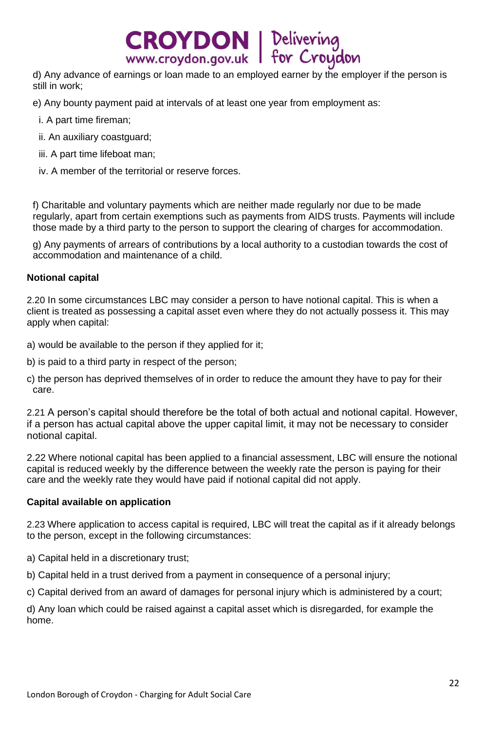d) Any advance of earnings or loan made to an employed earner by the employer if the person is still in work;

e) Any bounty payment paid at intervals of at least one year from employment as:

i. A part time fireman;

ii. An auxiliary coastguard;

iii. A part time lifeboat man;

iv. A member of the territorial or reserve forces.

f) Charitable and voluntary payments which are neither made regularly nor due to be made regularly, apart from certain exemptions such as payments from AIDS trusts. Payments will include those made by a third party to the person to support the clearing of charges for accommodation.

g) Any payments of arrears of contributions by a local authority to a custodian towards the cost of accommodation and maintenance of a child.

**Notional capital**

2.20 In some circumstances LBC may consider a person to have notional capital. This is when a client is treated as possessing a capital asset even where they do not actually possess it. This may apply when capital:

a) would be available to the person if they applied for it;

b) is paid to a third party in respect of the person;

c) the person has deprived themselves of in order to reduce the amount they have to pay for their care.

2.21 A person's capital should therefore be the total of both actual and notional capital. However, if a person has actual capital above the upper capital limit, it may not be necessary to consider notional capital.

2.22 Where notional capital has been applied to a financial assessment, LBC will ensure the notional capital is reduced weekly by the difference between the weekly rate the person is paying for their care and the weekly rate they would have paid if notional capital did not apply.

**Capital available on application**

2.23 Where application to access capital is required, LBC will treat the capital as if it already belongs to the person, except in the following circumstances:

a) Capital held in a discretionary trust;

b) Capital held in a trust derived from a payment in consequence of a personal injury;

c) Capital derived from an award of damages for personal injury which is administered by a court;

d) Any loan which could be raised against a capital asset which is disregarded, for example the home.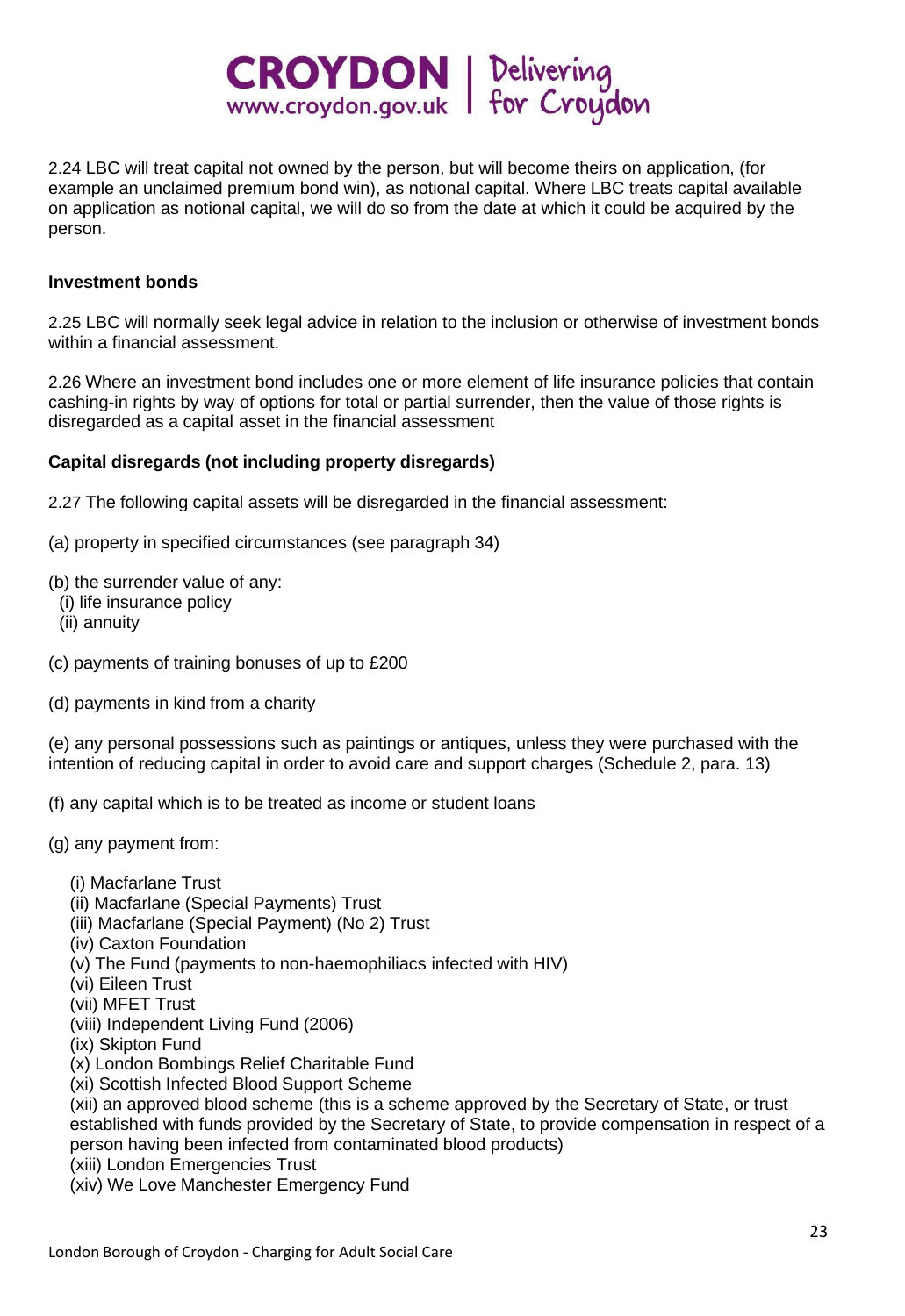2.24 LBC will treat capital not owned by the person, but will become theirs on application, (for example an unclaimed premium bond win), as notional capital. Where LBC treats capital available on application as notional capital, we will do so from the date at which it could be acquired by the person.

**Investment bonds**

2.25 LBC will normally seek legal advice in relation to the inclusion or otherwise of investment bonds within a financial assessment.

2.26 Where an investment bond includes one or more element of life insurance policies that contain cashing-in rights by way of options for total or partial surrender, then the value of those rights is disregarded as a capital asset in the financial assessment

**Capital disregards (not including property disregards)**

2.27 The following capital assets will be disregarded in the financial assessment:

(a) property in specified circumstances (see paragraph 34)

(b) the surrender value of any:
 (i) life insurance policy
 (ii) annuity

(c) payments of training bonuses of up to £200

(d) payments in kind from a charity

(e) any personal possessions such as paintings or antiques, unless they were purchased with the intention of reducing capital in order to avoid care and support charges (Schedule 2, para. 13)

(f) any capital which is to be treated as income or student loans

(g) any payment from:

 (i) Macfarlane Trust
 (ii) Macfarlane (Special Payments) Trust
 (iii) Macfarlane (Special Payment) (No 2) Trust
 (iv) Caxton Foundation
 (v) The Fund (payments to non-haemophiliacs infected with HIV)
 (vi) Eileen Trust
 (vii) MFET Trust
 (viii) Independent Living Fund (2006)
 (ix) Skipton Fund
 (x) London Bombings Relief Charitable Fund
 (xi) Scottish Infected Blood Support Scheme
 (xii) an approved blood scheme (this is a scheme approved by the Secretary of State, or trust established with funds provided by the Secretary of State, to provide compensation in respect of a person having been infected from contaminated blood products)
 (xiii) London Emergencies Trust
 (xiv) We Love Manchester Emergency Fund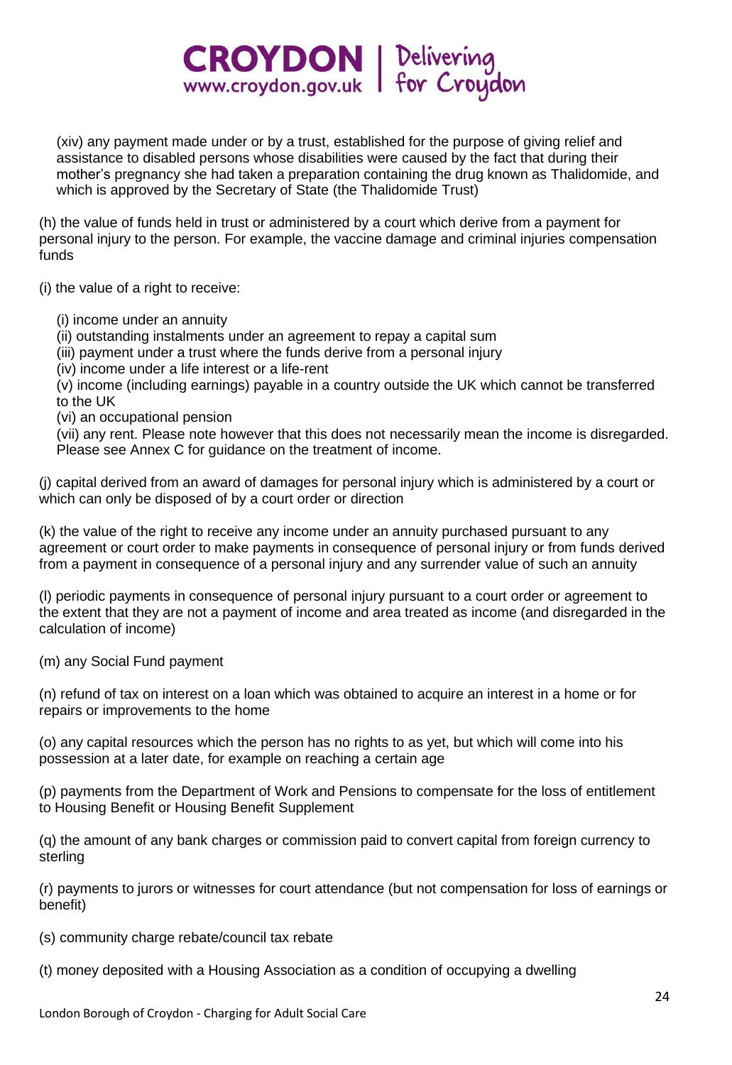(xiv) any payment made under or by a trust, established for the purpose of giving relief and assistance to disabled persons whose disabilities were caused by the fact that during their mother's pregnancy she had taken a preparation containing the drug known as Thalidomide, and which is approved by the Secretary of State (the Thalidomide Trust)

(h) the value of funds held in trust or administered by a court which derive from a payment for personal injury to the person. For example, the vaccine damage and criminal injuries compensation funds

(i) the value of a right to receive:

(i) income under an annuity
(ii) outstanding instalments under an agreement to repay a capital sum
(iii) payment under a trust where the funds derive from a personal injury
(iv) income under a life interest or a life-rent
(v) income (including earnings) payable in a country outside the UK which cannot be transferred to the UK
(vi) an occupational pension
(vii) any rent. Please note however that this does not necessarily mean the income is disregarded. Please see Annex C for guidance on the treatment of income.

(j) capital derived from an award of damages for personal injury which is administered by a court or which can only be disposed of by a court order or direction

(k) the value of the right to receive any income under an annuity purchased pursuant to any agreement or court order to make payments in consequence of personal injury or from funds derived from a payment in consequence of a personal injury and any surrender value of such an annuity

(l) periodic payments in consequence of personal injury pursuant to a court order or agreement to the extent that they are not a payment of income and area treated as income (and disregarded in the calculation of income)

(m) any Social Fund payment

(n) refund of tax on interest on a loan which was obtained to acquire an interest in a home or for repairs or improvements to the home

(o) any capital resources which the person has no rights to as yet, but which will come into his possession at a later date, for example on reaching a certain age

(p) payments from the Department of Work and Pensions to compensate for the loss of entitlement to Housing Benefit or Housing Benefit Supplement

(q) the amount of any bank charges or commission paid to convert capital from foreign currency to sterling

(r) payments to jurors or witnesses for court attendance (but not compensation for loss of earnings or benefit)

(s) community charge rebate/council tax rebate

(t) money deposited with a Housing Association as a condition of occupying a dwelling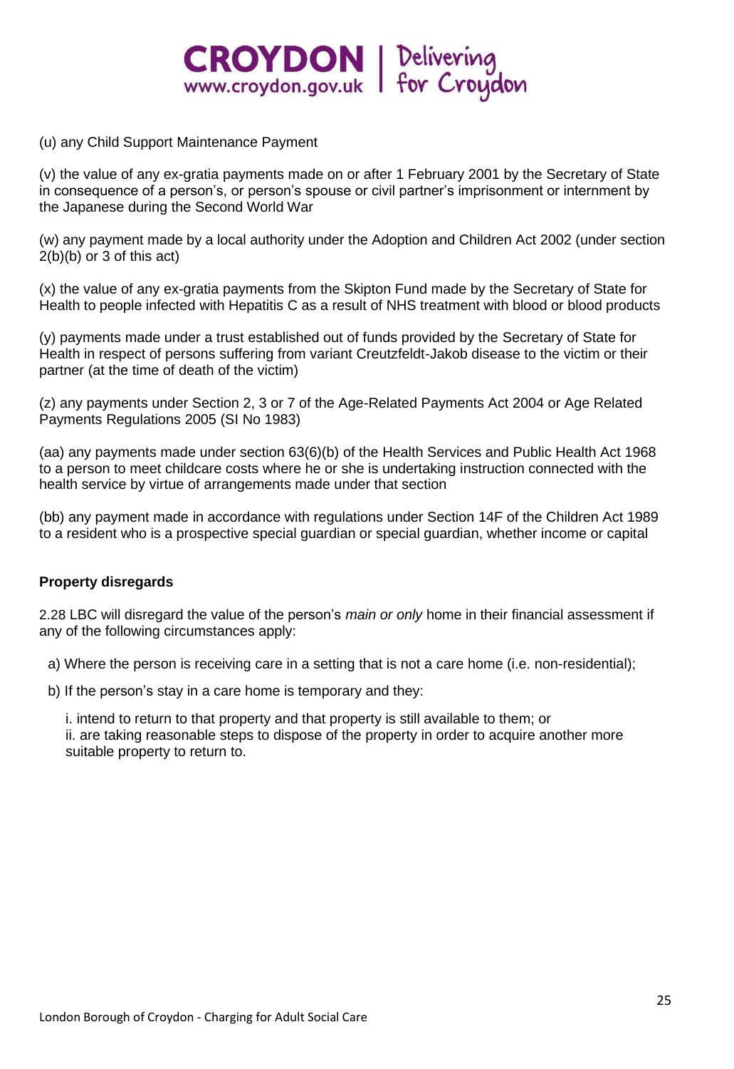(u) any Child Support Maintenance Payment

(v) the value of any ex-gratia payments made on or after 1 February 2001 by the Secretary of State in consequence of a person's, or person's spouse or civil partner's imprisonment or internment by the Japanese during the Second World War

(w) any payment made by a local authority under the Adoption and Children Act 2002 (under section 2(b)(b) or 3 of this act)

(x) the value of any ex-gratia payments from the Skipton Fund made by the Secretary of State for Health to people infected with Hepatitis C as a result of NHS treatment with blood or blood products

(y) payments made under a trust established out of funds provided by the Secretary of State for Health in respect of persons suffering from variant Creutzfeldt-Jakob disease to the victim or their partner (at the time of death of the victim)

(z) any payments under Section 2, 3 or 7 of the Age-Related Payments Act 2004 or Age Related Payments Regulations 2005 (SI No 1983)

(aa) any payments made under section 63(6)(b) of the Health Services and Public Health Act 1968 to a person to meet childcare costs where he or she is undertaking instruction connected with the health service by virtue of arrangements made under that section

(bb) any payment made in accordance with regulations under Section 14F of the Children Act 1989 to a resident who is a prospective special guardian or special guardian, whether income or capital

**Property disregards**

2.28 LBC will disregard the value of the person's *main or only* home in their financial assessment if any of the following circumstances apply:

a) Where the person is receiving care in a setting that is not a care home (i.e. non-residential);

b) If the person's stay in a care home is temporary and they:

i. intend to return to that property and that property is still available to them; or
ii. are taking reasonable steps to dispose of the property in order to acquire another more suitable property to return to.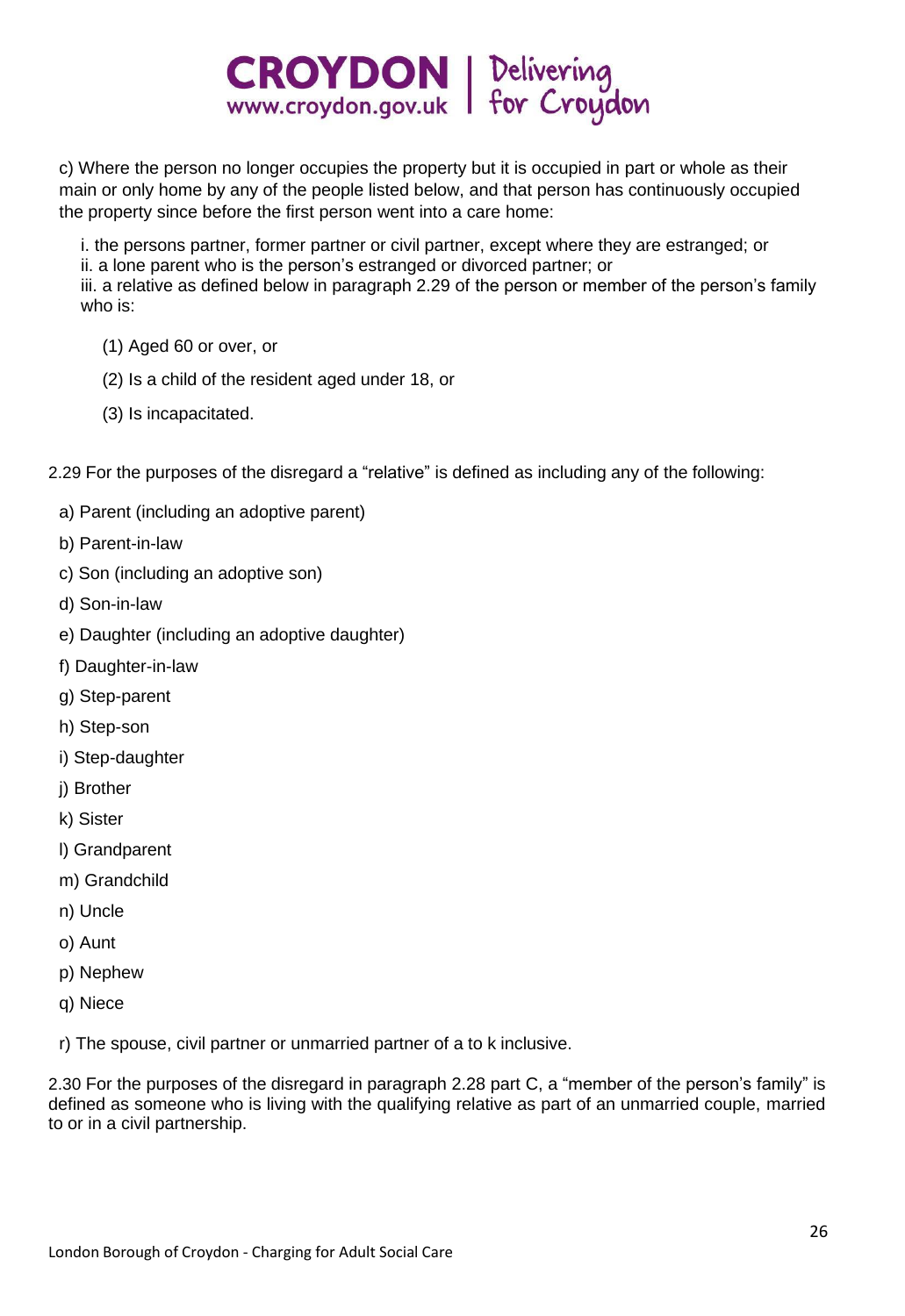c) Where the person no longer occupies the property but it is occupied in part or whole as their main or only home by any of the people listed below, and that person has continuously occupied the property since before the first person went into a care home:

i. the persons partner, former partner or civil partner, except where they are estranged; or
ii. a lone parent who is the person's estranged or divorced partner; or
iii. a relative as defined below in paragraph 2.29 of the person or member of the person's family who is:

(1) Aged 60 or over, or

(2) Is a child of the resident aged under 18, or

(3) Is incapacitated.

2.29 For the purposes of the disregard a "relative" is defined as including any of the following:

a) Parent (including an adoptive parent)

b) Parent-in-law

c) Son (including an adoptive son)

d) Son-in-law

e) Daughter (including an adoptive daughter)

f) Daughter-in-law

g) Step-parent

h) Step-son

i) Step-daughter

j) Brother

k) Sister

l) Grandparent

m) Grandchild

n) Uncle

o) Aunt

p) Nephew

q) Niece

r) The spouse, civil partner or unmarried partner of a to k inclusive.

2.30 For the purposes of the disregard in paragraph 2.28 part C, a "member of the person's family" is defined as someone who is living with the qualifying relative as part of an unmarried couple, married to or in a civil partnership.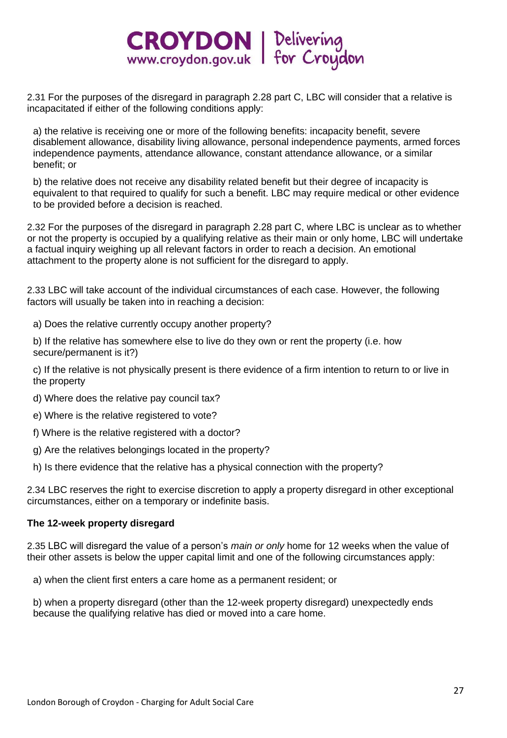2.31 For the purposes of the disregard in paragraph 2.28 part C, LBC will consider that a relative is incapacitated if either of the following conditions apply:

a) the relative is receiving one or more of the following benefits: incapacity benefit, severe disablement allowance, disability living allowance, personal independence payments, armed forces independence payments, attendance allowance, constant attendance allowance, or a similar benefit; or

b) the relative does not receive any disability related benefit but their degree of incapacity is equivalent to that required to qualify for such a benefit. LBC may require medical or other evidence to be provided before a decision is reached.

2.32 For the purposes of the disregard in paragraph 2.28 part C, where LBC is unclear as to whether or not the property is occupied by a qualifying relative as their main or only home, LBC will undertake a factual inquiry weighing up all relevant factors in order to reach a decision. An emotional attachment to the property alone is not sufficient for the disregard to apply.

2.33 LBC will take account of the individual circumstances of each case. However, the following factors will usually be taken into in reaching a decision:

a) Does the relative currently occupy another property?

b) If the relative has somewhere else to live do they own or rent the property (i.e. how secure/permanent is it?)

c) If the relative is not physically present is there evidence of a firm intention to return to or live in the property

d) Where does the relative pay council tax?

e) Where is the relative registered to vote?

f) Where is the relative registered with a doctor?

g) Are the relatives belongings located in the property?

h) Is there evidence that the relative has a physical connection with the property?

2.34 LBC reserves the right to exercise discretion to apply a property disregard in other exceptional circumstances, either on a temporary or indefinite basis.

**The 12-week property disregard**

2.35 LBC will disregard the value of a person's *main or only* home for 12 weeks when the value of their other assets is below the upper capital limit and one of the following circumstances apply:

a) when the client first enters a care home as a permanent resident; or

b) when a property disregard (other than the 12-week property disregard) unexpectedly ends because the qualifying relative has died or moved into a care home.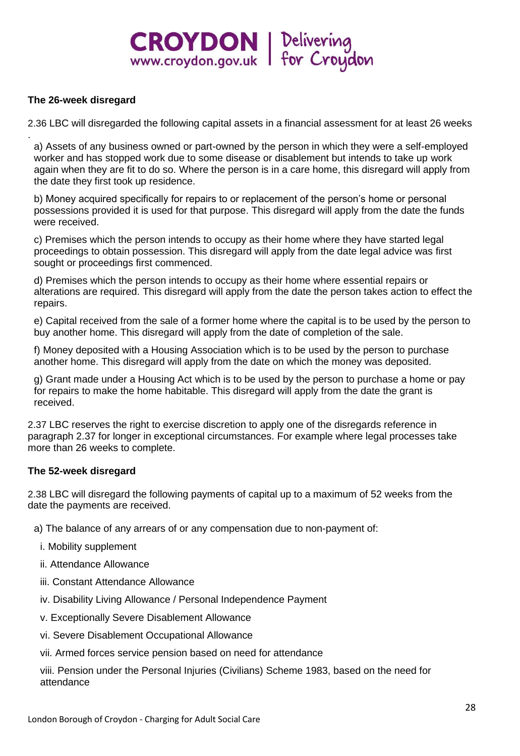### The 26-week disregard

2.36 LBC will disregarded the following capital assets in a financial assessment for at least 26 weeks
.

a) Assets of any business owned or part-owned by the person in which they were a self-employed worker and has stopped work due to some disease or disablement but intends to take up work again when they are fit to do so. Where the person is in a care home, this disregard will apply from the date they first took up residence.

b) Money acquired specifically for repairs to or replacement of the person's home or personal possessions provided it is used for that purpose. This disregard will apply from the date the funds were received.

c) Premises which the person intends to occupy as their home where they have started legal proceedings to obtain possession. This disregard will apply from the date legal advice was first sought or proceedings first commenced.

d) Premises which the person intends to occupy as their home where essential repairs or alterations are required. This disregard will apply from the date the person takes action to effect the repairs.

e) Capital received from the sale of a former home where the capital is to be used by the person to buy another home. This disregard will apply from the date of completion of the sale.

f) Money deposited with a Housing Association which is to be used by the person to purchase another home. This disregard will apply from the date on which the money was deposited.

g) Grant made under a Housing Act which is to be used by the person to purchase a home or pay for repairs to make the home habitable. This disregard will apply from the date the grant is received.

2.37 LBC reserves the right to exercise discretion to apply one of the disregards reference in paragraph 2.37 for longer in exceptional circumstances. For example where legal processes take more than 26 weeks to complete.

### The 52-week disregard

2.38 LBC will disregard the following payments of capital up to a maximum of 52 weeks from the date the payments are received.

a) The balance of any arrears of or any compensation due to non-payment of:

i. Mobility supplement

ii. Attendance Allowance

iii. Constant Attendance Allowance

iv. Disability Living Allowance / Personal Independence Payment

v. Exceptionally Severe Disablement Allowance

vi. Severe Disablement Occupational Allowance

vii. Armed forces service pension based on need for attendance

viii. Pension under the Personal Injuries (Civilians) Scheme 1983, based on the need for attendance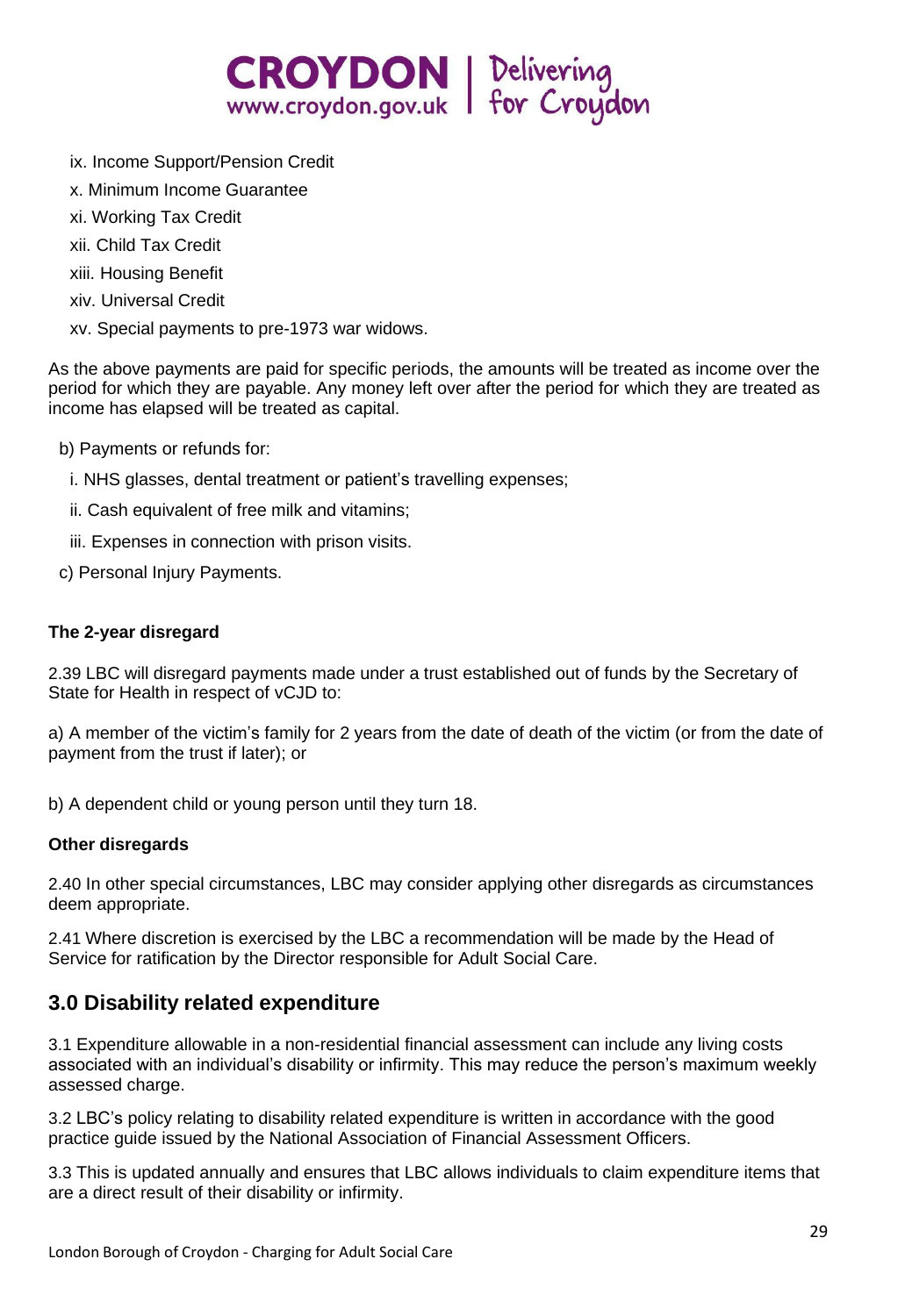ix. Income Support/Pension Credit

x. Minimum Income Guarantee

xi. Working Tax Credit

xii. Child Tax Credit

xiii. Housing Benefit

xiv. Universal Credit

xv. Special payments to pre-1973 war widows.

As the above payments are paid for specific periods, the amounts will be treated as income over the period for which they are payable. Any money left over after the period for which they are treated as income has elapsed will be treated as capital.

b) Payments or refunds for:

i. NHS glasses, dental treatment or patient's travelling expenses;

ii. Cash equivalent of free milk and vitamins;

iii. Expenses in connection with prison visits.

c) Personal Injury Payments.

**The 2-year disregard**

2.39 LBC will disregard payments made under a trust established out of funds by the Secretary of State for Health in respect of vCJD to:

a) A member of the victim's family for 2 years from the date of death of the victim (or from the date of payment from the trust if later); or

b) A dependent child or young person until they turn 18.

**Other disregards**

2.40 In other special circumstances, LBC may consider applying other disregards as circumstances deem appropriate.

2.41 Where discretion is exercised by the LBC a recommendation will be made by the Head of Service for ratification by the Director responsible for Adult Social Care.

## 3.0 Disability related expenditure

3.1 Expenditure allowable in a non-residential financial assessment can include any living costs associated with an individual's disability or infirmity. This may reduce the person's maximum weekly assessed charge.

3.2 LBC's policy relating to disability related expenditure is written in accordance with the good practice guide issued by the National Association of Financial Assessment Officers.

3.3 This is updated annually and ensures that LBC allows individuals to claim expenditure items that are a direct result of their disability or infirmity.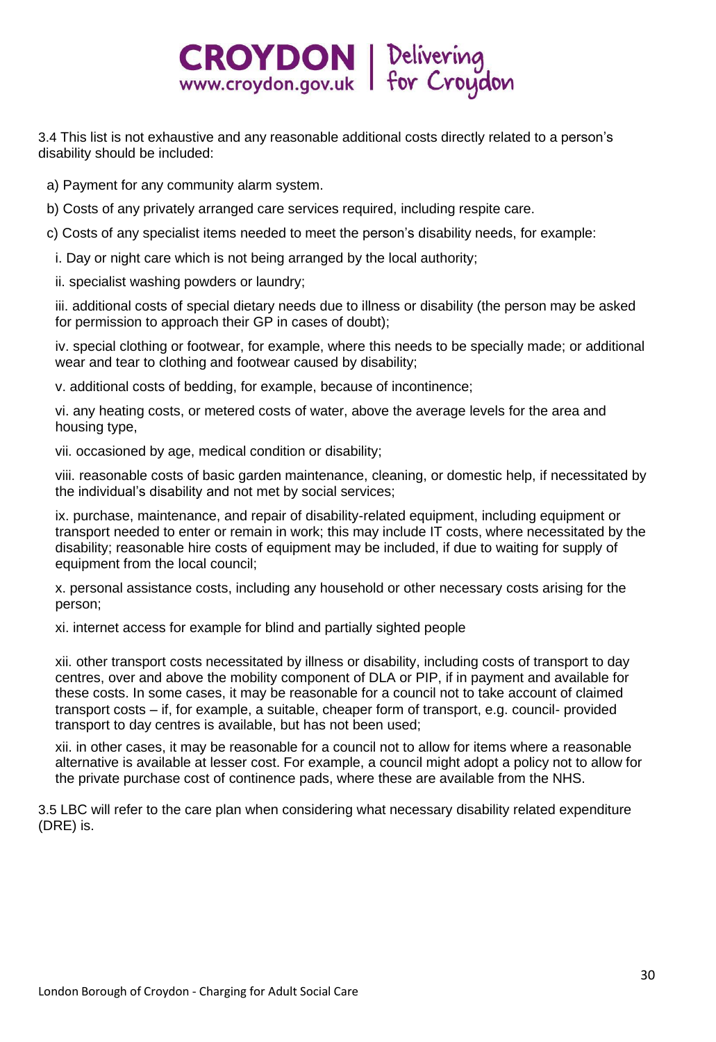3.4 This list is not exhaustive and any reasonable additional costs directly related to a person's disability should be included:

a) Payment for any community alarm system.

b) Costs of any privately arranged care services required, including respite care.

c) Costs of any specialist items needed to meet the person's disability needs, for example:

i. Day or night care which is not being arranged by the local authority;

ii. specialist washing powders or laundry;

iii. additional costs of special dietary needs due to illness or disability (the person may be asked for permission to approach their GP in cases of doubt);

iv. special clothing or footwear, for example, where this needs to be specially made; or additional wear and tear to clothing and footwear caused by disability;

v. additional costs of bedding, for example, because of incontinence;

vi. any heating costs, or metered costs of water, above the average levels for the area and housing type,

vii. occasioned by age, medical condition or disability;

viii. reasonable costs of basic garden maintenance, cleaning, or domestic help, if necessitated by the individual's disability and not met by social services;

ix. purchase, maintenance, and repair of disability-related equipment, including equipment or transport needed to enter or remain in work; this may include IT costs, where necessitated by the disability; reasonable hire costs of equipment may be included, if due to waiting for supply of equipment from the local council;

x. personal assistance costs, including any household or other necessary costs arising for the person;

xi. internet access for example for blind and partially sighted people

xii. other transport costs necessitated by illness or disability, including costs of transport to day centres, over and above the mobility component of DLA or PIP, if in payment and available for these costs. In some cases, it may be reasonable for a council not to take account of claimed transport costs – if, for example, a suitable, cheaper form of transport, e.g. council- provided transport to day centres is available, but has not been used;

xii. in other cases, it may be reasonable for a council not to allow for items where a reasonable alternative is available at lesser cost. For example, a council might adopt a policy not to allow for the private purchase cost of continence pads, where these are available from the NHS.

3.5 LBC will refer to the care plan when considering what necessary disability related expenditure (DRE) is.